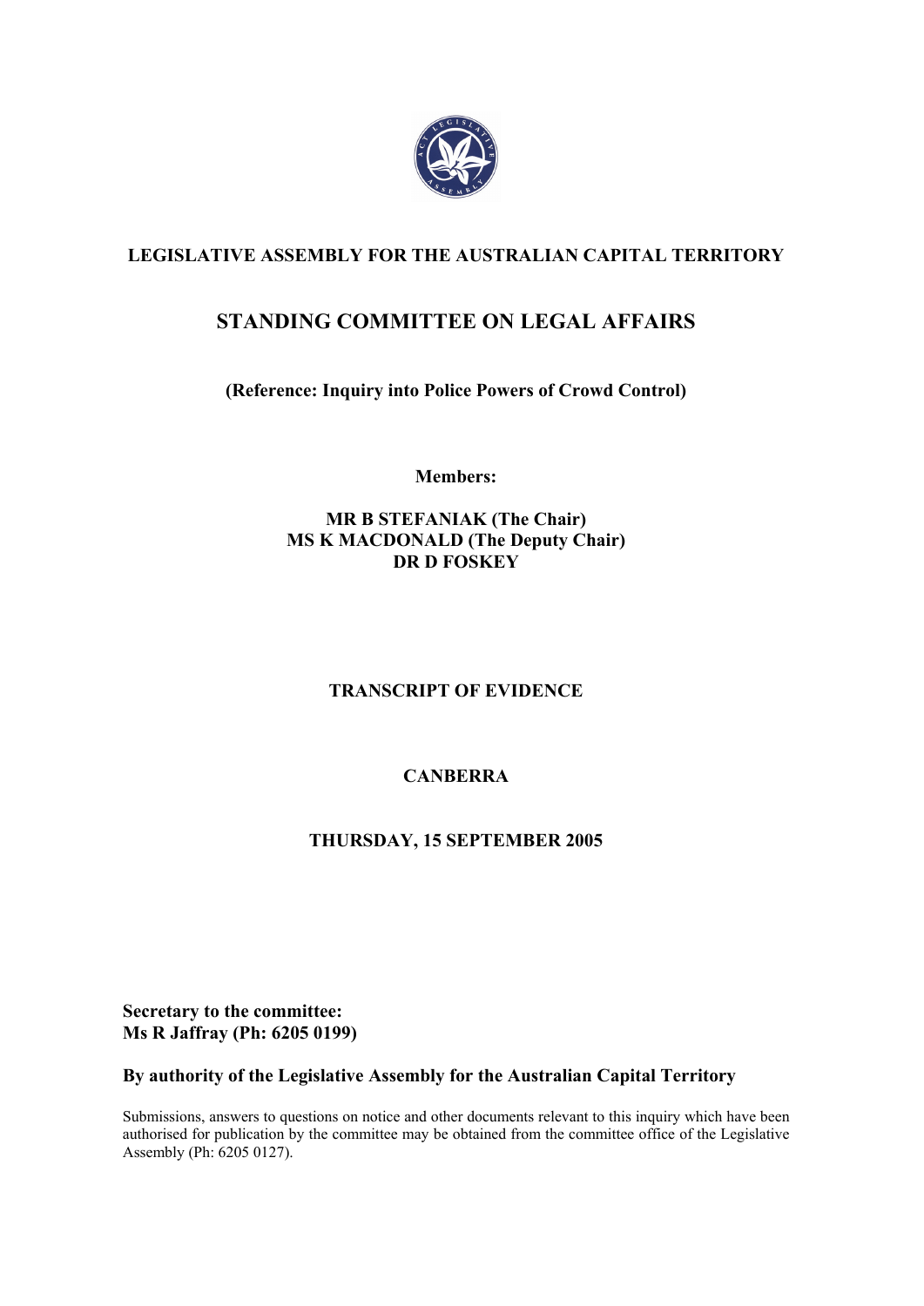# LEGISLATIVE ASSEMBLY FOR THE AUSTRALIAN CAPITAL TERRITORY

## STANDING COMMITTEE ON LEGAL AFFAIRS

**(Reference: Inquiry into Police Powers of Crowd Control)**

**Members:**

**MR B STEFANIAK (The Chair)**
**MS K MACDONALD (The Deputy Chair)**
**DR D FOSKEY**

**TRANSCRIPT OF EVIDENCE**

**CANBERRA**

**THURSDAY, 15 SEPTEMBER 2005**

**Secretary to the committee:**
**Ms R Jaffray (Ph: 6205 0199)**

**By authority of the Legislative Assembly for the Australian Capital Territory**

Submissions, answers to questions on notice and other documents relevant to this inquiry which have been authorised for publication by the committee may be obtained from the committee office of the Legislative Assembly (Ph: 6205 0127).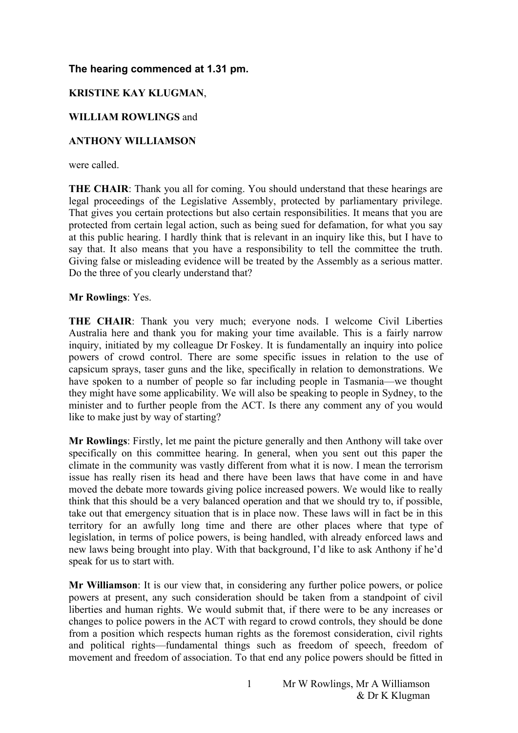**The hearing commenced at 1.31 pm.**

**KRISTINE KAY KLUGMAN**,

**WILLIAM ROWLINGS** and

**ANTHONY WILLIAMSON**

were called.

**THE CHAIR**: Thank you all for coming. You should understand that these hearings are legal proceedings of the Legislative Assembly, protected by parliamentary privilege. That gives you certain protections but also certain responsibilities. It means that you are protected from certain legal action, such as being sued for defamation, for what you say at this public hearing. I hardly think that is relevant in an inquiry like this, but I have to say that. It also means that you have a responsibility to tell the committee the truth. Giving false or misleading evidence will be treated by the Assembly as a serious matter. Do the three of you clearly understand that?

**Mr Rowlings**: Yes.

**THE CHAIR**: Thank you very much; everyone nods. I welcome Civil Liberties Australia here and thank you for making your time available. This is a fairly narrow inquiry, initiated by my colleague Dr Foskey. It is fundamentally an inquiry into police powers of crowd control. There are some specific issues in relation to the use of capsicum sprays, taser guns and the like, specifically in relation to demonstrations. We have spoken to a number of people so far including people in Tasmania—we thought they might have some applicability. We will also be speaking to people in Sydney, to the minister and to further people from the ACT. Is there any comment any of you would like to make just by way of starting?

**Mr Rowlings**: Firstly, let me paint the picture generally and then Anthony will take over specifically on this committee hearing. In general, when you sent out this paper the climate in the community was vastly different from what it is now. I mean the terrorism issue has really risen its head and there have been laws that have come in and have moved the debate more towards giving police increased powers. We would like to really think that this should be a very balanced operation and that we should try to, if possible, take out that emergency situation that is in place now. These laws will in fact be in this territory for an awfully long time and there are other places where that type of legislation, in terms of police powers, is being handled, with already enforced laws and new laws being brought into play. With that background, I'd like to ask Anthony if he'd speak for us to start with.

**Mr Williamson**: It is our view that, in considering any further police powers, or police powers at present, any such consideration should be taken from a standpoint of civil liberties and human rights. We would submit that, if there were to be any increases or changes to police powers in the ACT with regard to crowd controls, they should be done from a position which respects human rights as the foremost consideration, civil rights and political rights—fundamental things such as freedom of speech, freedom of movement and freedom of association. To that end any police powers should be fitted in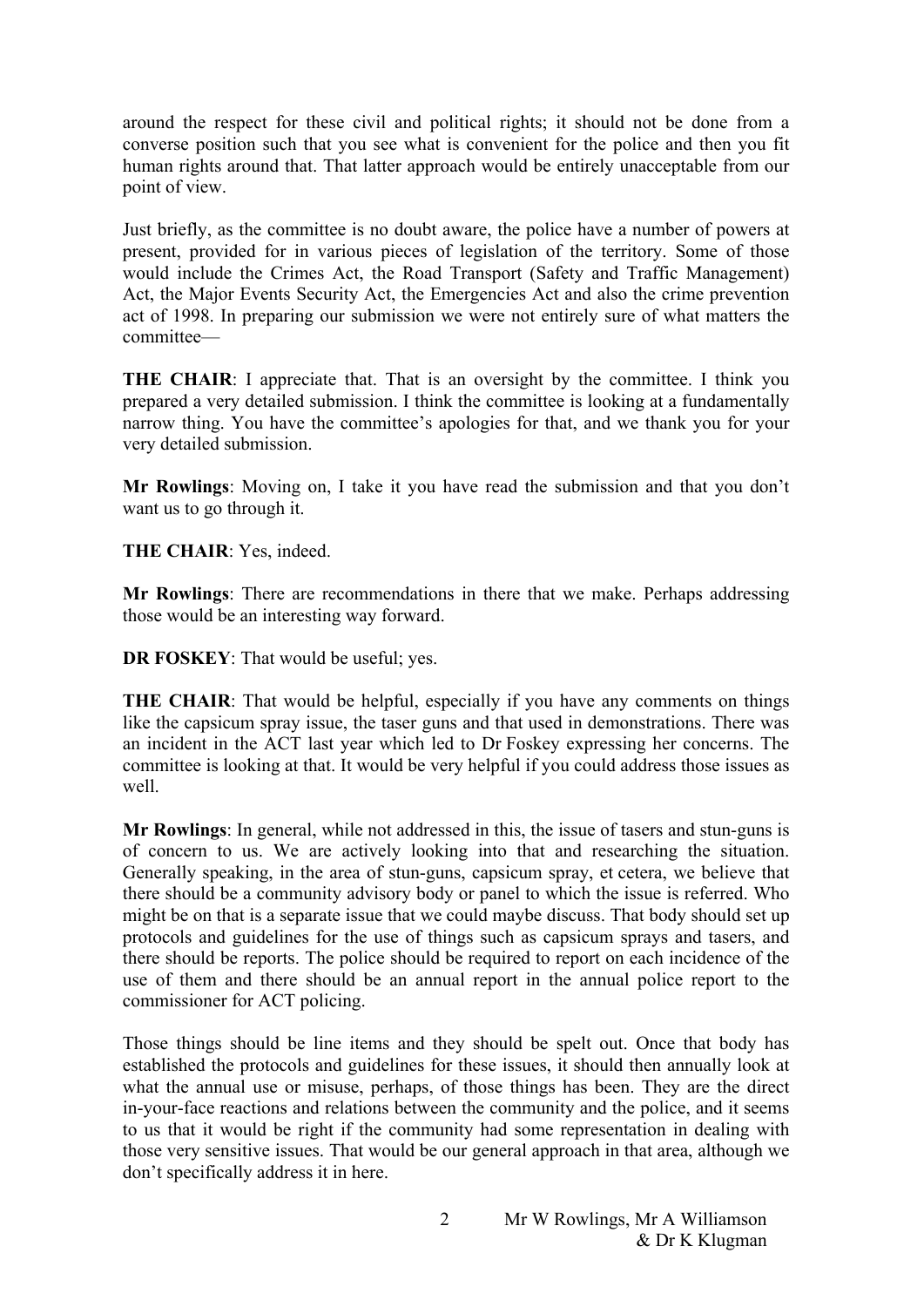around the respect for these civil and political rights; it should not be done from a converse position such that you see what is convenient for the police and then you fit human rights around that. That latter approach would be entirely unacceptable from our point of view.

Just briefly, as the committee is no doubt aware, the police have a number of powers at present, provided for in various pieces of legislation of the territory. Some of those would include the Crimes Act, the Road Transport (Safety and Traffic Management) Act, the Major Events Security Act, the Emergencies Act and also the crime prevention act of 1998. In preparing our submission we were not entirely sure of what matters the committee—

**THE CHAIR**: I appreciate that. That is an oversight by the committee. I think you prepared a very detailed submission. I think the committee is looking at a fundamentally narrow thing. You have the committee's apologies for that, and we thank you for your very detailed submission.

**Mr Rowlings**: Moving on, I take it you have read the submission and that you don't want us to go through it.

**THE CHAIR**: Yes, indeed.

**Mr Rowlings**: There are recommendations in there that we make. Perhaps addressing those would be an interesting way forward.

**DR FOSKEY**: That would be useful; yes.

**THE CHAIR**: That would be helpful, especially if you have any comments on things like the capsicum spray issue, the taser guns and that used in demonstrations. There was an incident in the ACT last year which led to Dr Foskey expressing her concerns. The committee is looking at that. It would be very helpful if you could address those issues as well.

**Mr Rowlings**: In general, while not addressed in this, the issue of tasers and stun-guns is of concern to us. We are actively looking into that and researching the situation. Generally speaking, in the area of stun-guns, capsicum spray, et cetera, we believe that there should be a community advisory body or panel to which the issue is referred. Who might be on that is a separate issue that we could maybe discuss. That body should set up protocols and guidelines for the use of things such as capsicum sprays and tasers, and there should be reports. The police should be required to report on each incidence of the use of them and there should be an annual report in the annual police report to the commissioner for ACT policing.

Those things should be line items and they should be spelt out. Once that body has established the protocols and guidelines for these issues, it should then annually look at what the annual use or misuse, perhaps, of those things has been. They are the direct in-your-face reactions and relations between the community and the police, and it seems to us that it would be right if the community had some representation in dealing with those very sensitive issues. That would be our general approach in that area, although we don't specifically address it in here.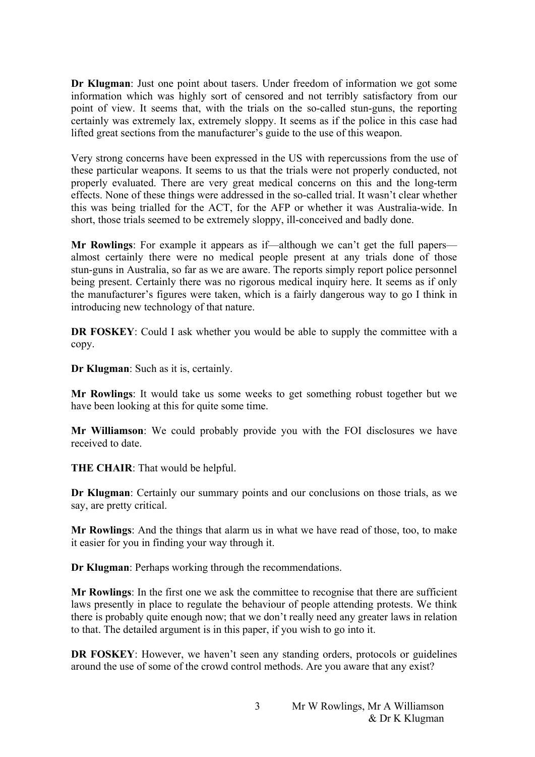**Dr Klugman**: Just one point about tasers. Under freedom of information we got some information which was highly sort of censored and not terribly satisfactory from our point of view. It seems that, with the trials on the so-called stun-guns, the reporting certainly was extremely lax, extremely sloppy. It seems as if the police in this case had lifted great sections from the manufacturer's guide to the use of this weapon.

Very strong concerns have been expressed in the US with repercussions from the use of these particular weapons. It seems to us that the trials were not properly conducted, not properly evaluated. There are very great medical concerns on this and the long-term effects. None of these things were addressed in the so-called trial. It wasn't clear whether this was being trialled for the ACT, for the AFP or whether it was Australia-wide. In short, those trials seemed to be extremely sloppy, ill-conceived and badly done.

**Mr Rowlings**: For example it appears as if—although we can't get the full papers—almost certainly there were no medical people present at any trials done of those stun-guns in Australia, so far as we are aware. The reports simply report police personnel being present. Certainly there was no rigorous medical inquiry here. It seems as if only the manufacturer's figures were taken, which is a fairly dangerous way to go I think in introducing new technology of that nature.

**DR FOSKEY**: Could I ask whether you would be able to supply the committee with a copy.

**Dr Klugman**: Such as it is, certainly.

**Mr Rowlings**: It would take us some weeks to get something robust together but we have been looking at this for quite some time.

**Mr Williamson**: We could probably provide you with the FOI disclosures we have received to date.

**THE CHAIR**: That would be helpful.

**Dr Klugman**: Certainly our summary points and our conclusions on those trials, as we say, are pretty critical.

**Mr Rowlings**: And the things that alarm us in what we have read of those, too, to make it easier for you in finding your way through it.

**Dr Klugman**: Perhaps working through the recommendations.

**Mr Rowlings**: In the first one we ask the committee to recognise that there are sufficient laws presently in place to regulate the behaviour of people attending protests. We think there is probably quite enough now; that we don't really need any greater laws in relation to that. The detailed argument is in this paper, if you wish to go into it.

**DR FOSKEY**: However, we haven't seen any standing orders, protocols or guidelines around the use of some of the crowd control methods. Are you aware that any exist?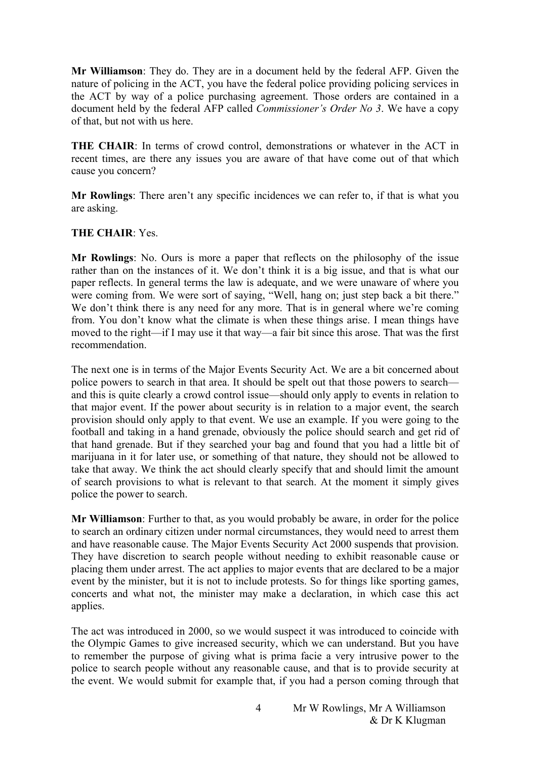**Mr Williamson**: They do. They are in a document held by the federal AFP. Given the nature of policing in the ACT, you have the federal police providing policing services in the ACT by way of a police purchasing agreement. Those orders are contained in a document held by the federal AFP called *Commissioner's Order No 3*. We have a copy of that, but not with us here.

**THE CHAIR**: In terms of crowd control, demonstrations or whatever in the ACT in recent times, are there any issues you are aware of that have come out of that which cause you concern?

**Mr Rowlings**: There aren't any specific incidences we can refer to, if that is what you are asking.

**THE CHAIR**: Yes.

**Mr Rowlings**: No. Ours is more a paper that reflects on the philosophy of the issue rather than on the instances of it. We don't think it is a big issue, and that is what our paper reflects. In general terms the law is adequate, and we were unaware of where you were coming from. We were sort of saying, "Well, hang on; just step back a bit there." We don't think there is any need for any more. That is in general where we're coming from. You don't know what the climate is when these things arise. I mean things have moved to the right—if I may use it that way—a fair bit since this arose. That was the first recommendation.

The next one is in terms of the Major Events Security Act. We are a bit concerned about police powers to search in that area. It should be spelt out that those powers to search—and this is quite clearly a crowd control issue—should only apply to events in relation to that major event. If the power about security is in relation to a major event, the search provision should only apply to that event. We use an example. If you were going to the football and taking in a hand grenade, obviously the police should search and get rid of that hand grenade. But if they searched your bag and found that you had a little bit of marijuana in it for later use, or something of that nature, they should not be allowed to take that away. We think the act should clearly specify that and should limit the amount of search provisions to what is relevant to that search. At the moment it simply gives police the power to search.

**Mr Williamson**: Further to that, as you would probably be aware, in order for the police to search an ordinary citizen under normal circumstances, they would need to arrest them and have reasonable cause. The Major Events Security Act 2000 suspends that provision. They have discretion to search people without needing to exhibit reasonable cause or placing them under arrest. The act applies to major events that are declared to be a major event by the minister, but it is not to include protests. So for things like sporting games, concerts and what not, the minister may make a declaration, in which case this act applies.

The act was introduced in 2000, so we would suspect it was introduced to coincide with the Olympic Games to give increased security, which we can understand. But you have to remember the purpose of giving what is prima facie a very intrusive power to the police to search people without any reasonable cause, and that is to provide security at the event. We would submit for example that, if you had a person coming through that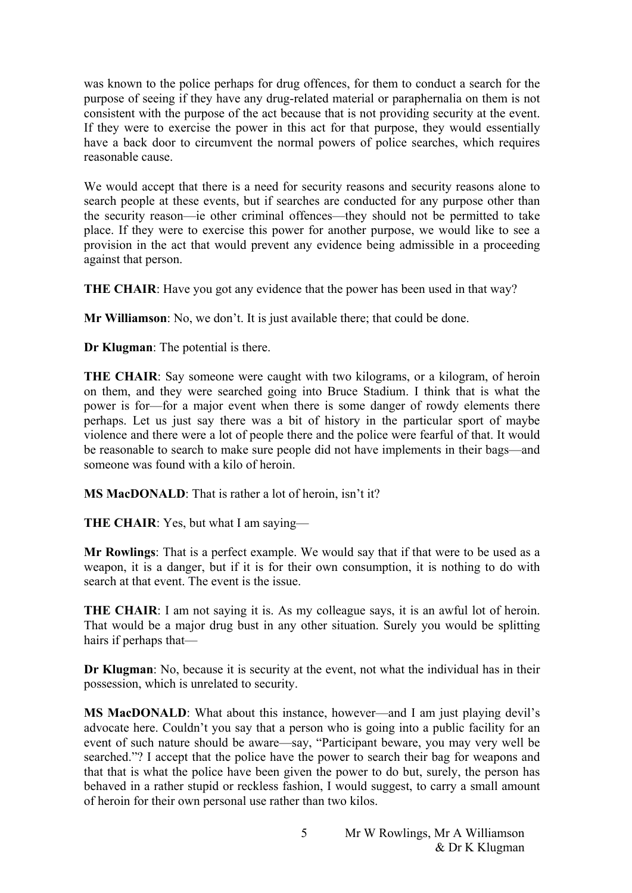was known to the police perhaps for drug offences, for them to conduct a search for the purpose of seeing if they have any drug-related material or paraphernalia on them is not consistent with the purpose of the act because that is not providing security at the event. If they were to exercise the power in this act for that purpose, they would essentially have a back door to circumvent the normal powers of police searches, which requires reasonable cause.

We would accept that there is a need for security reasons and security reasons alone to search people at these events, but if searches are conducted for any purpose other than the security reason—ie other criminal offences—they should not be permitted to take place. If they were to exercise this power for another purpose, we would like to see a provision in the act that would prevent any evidence being admissible in a proceeding against that person.

**THE CHAIR**: Have you got any evidence that the power has been used in that way?

**Mr Williamson**: No, we don't. It is just available there; that could be done.

**Dr Klugman**: The potential is there.

**THE CHAIR**: Say someone were caught with two kilograms, or a kilogram, of heroin on them, and they were searched going into Bruce Stadium. I think that is what the power is for—for a major event when there is some danger of rowdy elements there perhaps. Let us just say there was a bit of history in the particular sport of maybe violence and there were a lot of people there and the police were fearful of that. It would be reasonable to search to make sure people did not have implements in their bags—and someone was found with a kilo of heroin.

**MS MacDONALD**: That is rather a lot of heroin, isn't it?

**THE CHAIR**: Yes, but what I am saying—

**Mr Rowlings**: That is a perfect example. We would say that if that were to be used as a weapon, it is a danger, but if it is for their own consumption, it is nothing to do with search at that event. The event is the issue.

**THE CHAIR**: I am not saying it is. As my colleague says, it is an awful lot of heroin. That would be a major drug bust in any other situation. Surely you would be splitting hairs if perhaps that—

**Dr Klugman**: No, because it is security at the event, not what the individual has in their possession, which is unrelated to security.

**MS MacDONALD**: What about this instance, however—and I am just playing devil's advocate here. Couldn't you say that a person who is going into a public facility for an event of such nature should be aware—say, "Participant beware, you may very well be searched."? I accept that the police have the power to search their bag for weapons and that that is what the police have been given the power to do but, surely, the person has behaved in a rather stupid or reckless fashion, I would suggest, to carry a small amount of heroin for their own personal use rather than two kilos.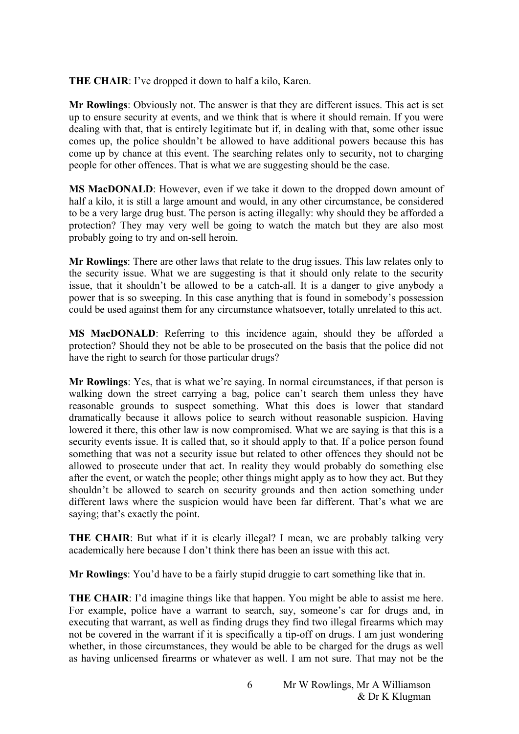**THE CHAIR**: I've dropped it down to half a kilo, Karen.

**Mr Rowlings**: Obviously not. The answer is that they are different issues. This act is set up to ensure security at events, and we think that is where it should remain. If you were dealing with that, that is entirely legitimate but if, in dealing with that, some other issue comes up, the police shouldn't be allowed to have additional powers because this has come up by chance at this event. The searching relates only to security, not to charging people for other offences. That is what we are suggesting should be the case.

**MS MacDONALD**: However, even if we take it down to the dropped down amount of half a kilo, it is still a large amount and would, in any other circumstance, be considered to be a very large drug bust. The person is acting illegally: why should they be afforded a protection? They may very well be going to watch the match but they are also most probably going to try and on-sell heroin.

**Mr Rowlings**: There are other laws that relate to the drug issues. This law relates only to the security issue. What we are suggesting is that it should only relate to the security issue, that it shouldn't be allowed to be a catch-all. It is a danger to give anybody a power that is so sweeping. In this case anything that is found in somebody's possession could be used against them for any circumstance whatsoever, totally unrelated to this act.

**MS MacDONALD**: Referring to this incidence again, should they be afforded a protection? Should they not be able to be prosecuted on the basis that the police did not have the right to search for those particular drugs?

**Mr Rowlings**: Yes, that is what we're saying. In normal circumstances, if that person is walking down the street carrying a bag, police can't search them unless they have reasonable grounds to suspect something. What this does is lower that standard dramatically because it allows police to search without reasonable suspicion. Having lowered it there, this other law is now compromised. What we are saying is that this is a security events issue. It is called that, so it should apply to that. If a police person found something that was not a security issue but related to other offences they should not be allowed to prosecute under that act. In reality they would probably do something else after the event, or watch the people; other things might apply as to how they act. But they shouldn't be allowed to search on security grounds and then action something under different laws where the suspicion would have been far different. That's what we are saying; that's exactly the point.

**THE CHAIR**: But what if it is clearly illegal? I mean, we are probably talking very academically here because I don't think there has been an issue with this act.

**Mr Rowlings**: You'd have to be a fairly stupid druggie to cart something like that in.

**THE CHAIR**: I'd imagine things like that happen. You might be able to assist me here. For example, police have a warrant to search, say, someone's car for drugs and, in executing that warrant, as well as finding drugs they find two illegal firearms which may not be covered in the warrant if it is specifically a tip-off on drugs. I am just wondering whether, in those circumstances, they would be able to be charged for the drugs as well as having unlicensed firearms or whatever as well. I am not sure. That may not be the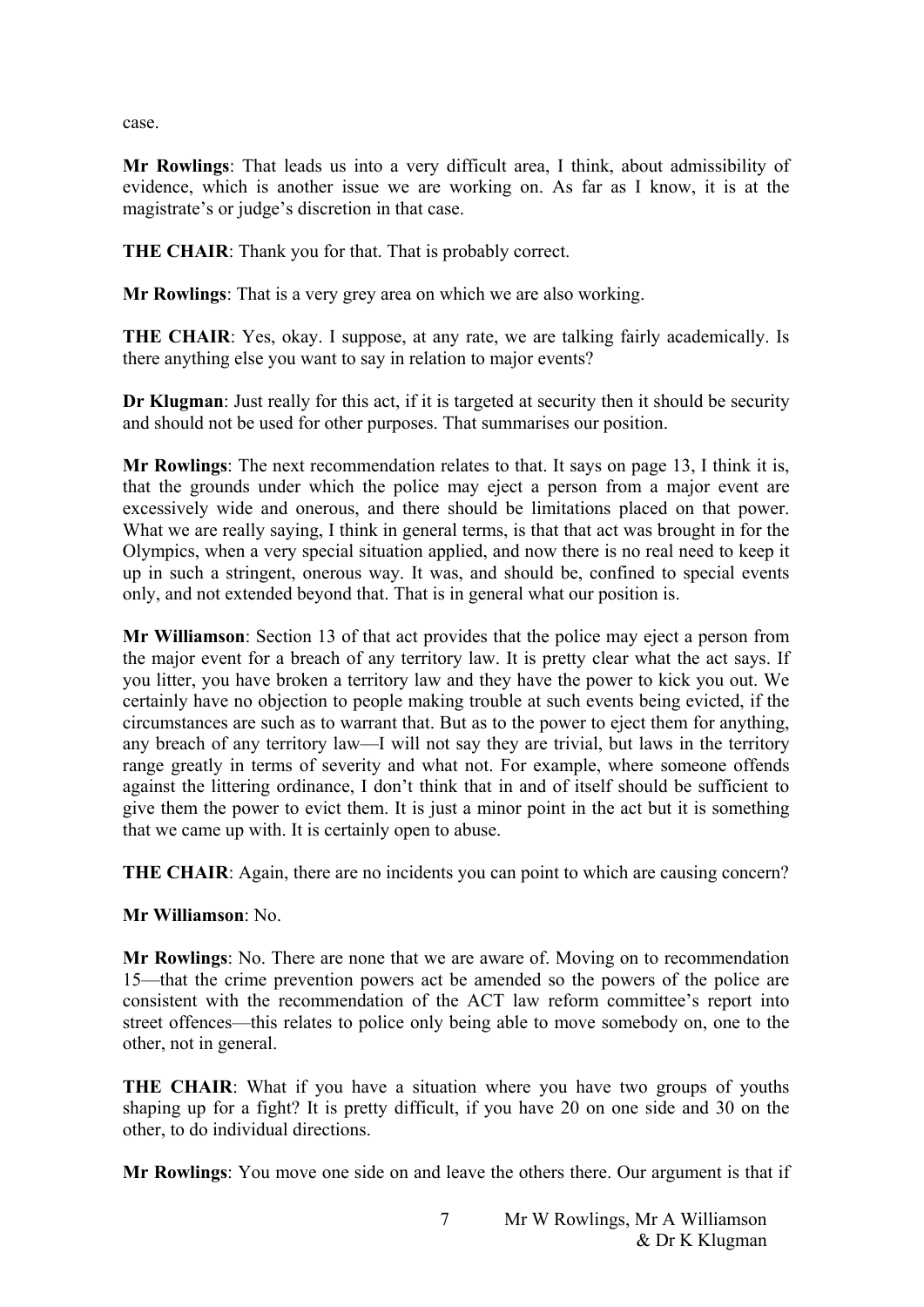case.

**Mr Rowlings**: That leads us into a very difficult area, I think, about admissibility of evidence, which is another issue we are working on. As far as I know, it is at the magistrate's or judge's discretion in that case.

**THE CHAIR**: Thank you for that. That is probably correct.

**Mr Rowlings**: That is a very grey area on which we are also working.

**THE CHAIR**: Yes, okay. I suppose, at any rate, we are talking fairly academically. Is there anything else you want to say in relation to major events?

**Dr Klugman**: Just really for this act, if it is targeted at security then it should be security and should not be used for other purposes. That summarises our position.

**Mr Rowlings**: The next recommendation relates to that. It says on page 13, I think it is, that the grounds under which the police may eject a person from a major event are excessively wide and onerous, and there should be limitations placed on that power. What we are really saying, I think in general terms, is that that act was brought in for the Olympics, when a very special situation applied, and now there is no real need to keep it up in such a stringent, onerous way. It was, and should be, confined to special events only, and not extended beyond that. That is in general what our position is.

**Mr Williamson**: Section 13 of that act provides that the police may eject a person from the major event for a breach of any territory law. It is pretty clear what the act says. If you litter, you have broken a territory law and they have the power to kick you out. We certainly have no objection to people making trouble at such events being evicted, if the circumstances are such as to warrant that. But as to the power to eject them for anything, any breach of any territory law—I will not say they are trivial, but laws in the territory range greatly in terms of severity and what not. For example, where someone offends against the littering ordinance, I don't think that in and of itself should be sufficient to give them the power to evict them. It is just a minor point in the act but it is something that we came up with. It is certainly open to abuse.

**THE CHAIR**: Again, there are no incidents you can point to which are causing concern?

**Mr Williamson**: No.

**Mr Rowlings**: No. There are none that we are aware of. Moving on to recommendation 15—that the crime prevention powers act be amended so the powers of the police are consistent with the recommendation of the ACT law reform committee's report into street offences—this relates to police only being able to move somebody on, one to the other, not in general.

**THE CHAIR**: What if you have a situation where you have two groups of youths shaping up for a fight? It is pretty difficult, if you have 20 on one side and 30 on the other, to do individual directions.

**Mr Rowlings**: You move one side on and leave the others there. Our argument is that if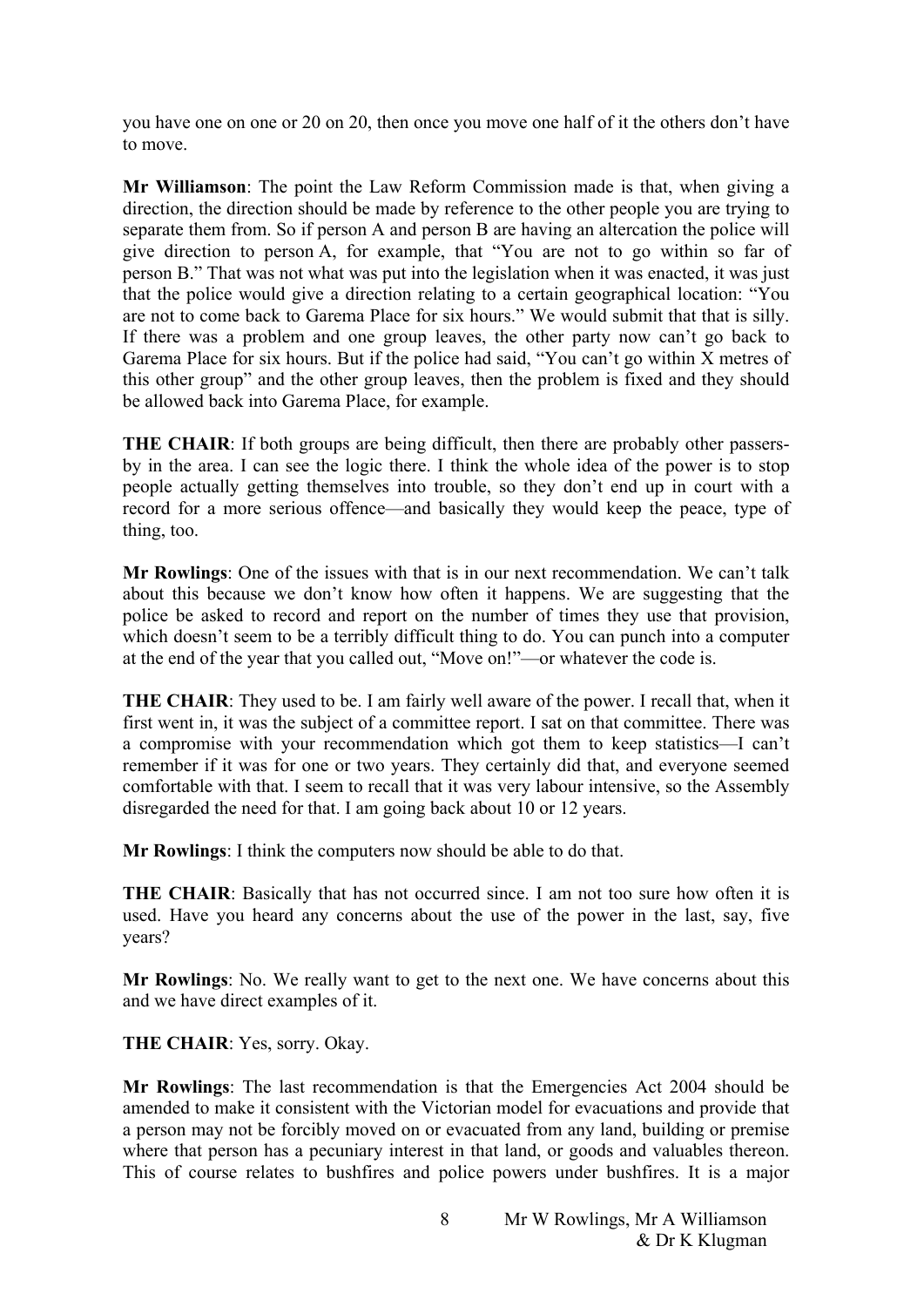you have one on one or 20 on 20, then once you move one half of it the others don't have to move.

**Mr Williamson**: The point the Law Reform Commission made is that, when giving a direction, the direction should be made by reference to the other people you are trying to separate them from. So if person A and person B are having an altercation the police will give direction to person A, for example, that "You are not to go within so far of person B." That was not what was put into the legislation when it was enacted, it was just that the police would give a direction relating to a certain geographical location: "You are not to come back to Garema Place for six hours." We would submit that that is silly. If there was a problem and one group leaves, the other party now can't go back to Garema Place for six hours. But if the police had said, "You can't go within X metres of this other group" and the other group leaves, then the problem is fixed and they should be allowed back into Garema Place, for example.

**THE CHAIR**: If both groups are being difficult, then there are probably other passers-by in the area. I can see the logic there. I think the whole idea of the power is to stop people actually getting themselves into trouble, so they don't end up in court with a record for a more serious offence—and basically they would keep the peace, type of thing, too.

**Mr Rowlings**: One of the issues with that is in our next recommendation. We can't talk about this because we don't know how often it happens. We are suggesting that the police be asked to record and report on the number of times they use that provision, which doesn't seem to be a terribly difficult thing to do. You can punch into a computer at the end of the year that you called out, "Move on!"—or whatever the code is.

**THE CHAIR**: They used to be. I am fairly well aware of the power. I recall that, when it first went in, it was the subject of a committee report. I sat on that committee. There was a compromise with your recommendation which got them to keep statistics—I can't remember if it was for one or two years. They certainly did that, and everyone seemed comfortable with that. I seem to recall that it was very labour intensive, so the Assembly disregarded the need for that. I am going back about 10 or 12 years.

**Mr Rowlings**: I think the computers now should be able to do that.

**THE CHAIR**: Basically that has not occurred since. I am not too sure how often it is used. Have you heard any concerns about the use of the power in the last, say, five years?

**Mr Rowlings**: No. We really want to get to the next one. We have concerns about this and we have direct examples of it.

**THE CHAIR**: Yes, sorry. Okay.

**Mr Rowlings**: The last recommendation is that the Emergencies Act 2004 should be amended to make it consistent with the Victorian model for evacuations and provide that a person may not be forcibly moved on or evacuated from any land, building or premise where that person has a pecuniary interest in that land, or goods and valuables thereon. This of course relates to bushfires and police powers under bushfires. It is a major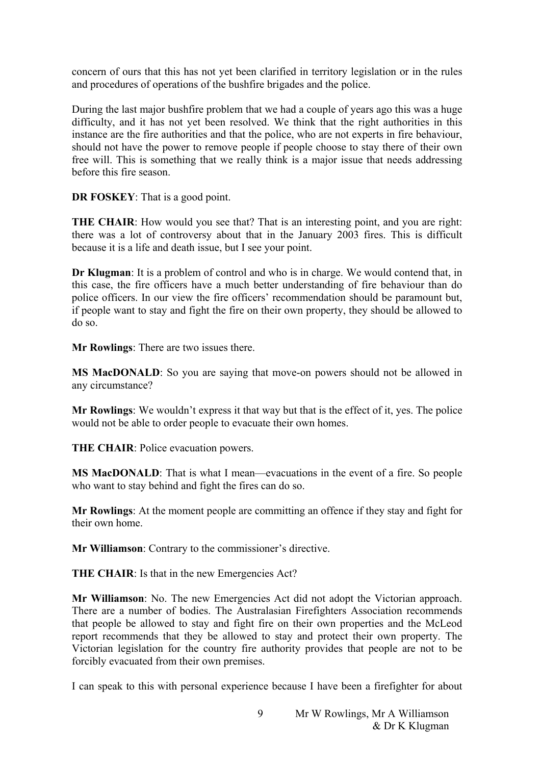concern of ours that this has not yet been clarified in territory legislation or in the rules and procedures of operations of the bushfire brigades and the police.

During the last major bushfire problem that we had a couple of years ago this was a huge difficulty, and it has not yet been resolved. We think that the right authorities in this instance are the fire authorities and that the police, who are not experts in fire behaviour, should not have the power to remove people if people choose to stay there of their own free will. This is something that we really think is a major issue that needs addressing before this fire season.

**DR FOSKEY**: That is a good point.

**THE CHAIR**: How would you see that? That is an interesting point, and you are right: there was a lot of controversy about that in the January 2003 fires. This is difficult because it is a life and death issue, but I see your point.

**Dr Klugman**: It is a problem of control and who is in charge. We would contend that, in this case, the fire officers have a much better understanding of fire behaviour than do police officers. In our view the fire officers' recommendation should be paramount but, if people want to stay and fight the fire on their own property, they should be allowed to do so.

**Mr Rowlings**: There are two issues there.

**MS MacDONALD**: So you are saying that move-on powers should not be allowed in any circumstance?

**Mr Rowlings**: We wouldn't express it that way but that is the effect of it, yes. The police would not be able to order people to evacuate their own homes.

**THE CHAIR**: Police evacuation powers.

**MS MacDONALD**: That is what I mean—evacuations in the event of a fire. So people who want to stay behind and fight the fires can do so.

**Mr Rowlings**: At the moment people are committing an offence if they stay and fight for their own home.

**Mr Williamson**: Contrary to the commissioner's directive.

**THE CHAIR**: Is that in the new Emergencies Act?

**Mr Williamson**: No. The new Emergencies Act did not adopt the Victorian approach. There are a number of bodies. The Australasian Firefighters Association recommends that people be allowed to stay and fight fire on their own properties and the McLeod report recommends that they be allowed to stay and protect their own property. The Victorian legislation for the country fire authority provides that people are not to be forcibly evacuated from their own premises.

I can speak to this with personal experience because I have been a firefighter for about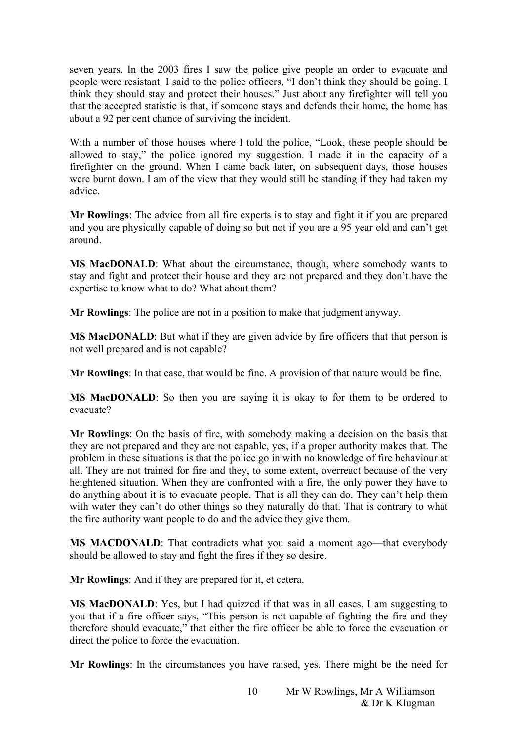seven years. In the 2003 fires I saw the police give people an order to evacuate and people were resistant. I said to the police officers, "I don't think they should be going. I think they should stay and protect their houses." Just about any firefighter will tell you that the accepted statistic is that, if someone stays and defends their home, the home has about a 92 per cent chance of surviving the incident.

With a number of those houses where I told the police, "Look, these people should be allowed to stay," the police ignored my suggestion. I made it in the capacity of a firefighter on the ground. When I came back later, on subsequent days, those houses were burnt down. I am of the view that they would still be standing if they had taken my advice.

**Mr Rowlings**: The advice from all fire experts is to stay and fight it if you are prepared and you are physically capable of doing so but not if you are a 95 year old and can't get around.

**MS MacDONALD**: What about the circumstance, though, where somebody wants to stay and fight and protect their house and they are not prepared and they don't have the expertise to know what to do? What about them?

**Mr Rowlings**: The police are not in a position to make that judgment anyway.

**MS MacDONALD**: But what if they are given advice by fire officers that that person is not well prepared and is not capable?

**Mr Rowlings**: In that case, that would be fine. A provision of that nature would be fine.

**MS MacDONALD**: So then you are saying it is okay to for them to be ordered to evacuate?

**Mr Rowlings**: On the basis of fire, with somebody making a decision on the basis that they are not prepared and they are not capable, yes, if a proper authority makes that. The problem in these situations is that the police go in with no knowledge of fire behaviour at all. They are not trained for fire and they, to some extent, overreact because of the very heightened situation. When they are confronted with a fire, the only power they have to do anything about it is to evacuate people. That is all they can do. They can't help them with water they can't do other things so they naturally do that. That is contrary to what the fire authority want people to do and the advice they give them.

**MS MACDONALD**: That contradicts what you said a moment ago—that everybody should be allowed to stay and fight the fires if they so desire.

**Mr Rowlings**: And if they are prepared for it, et cetera.

**MS MacDONALD**: Yes, but I had quizzed if that was in all cases. I am suggesting to you that if a fire officer says, "This person is not capable of fighting the fire and they therefore should evacuate," that either the fire officer be able to force the evacuation or direct the police to force the evacuation.

**Mr Rowlings**: In the circumstances you have raised, yes. There might be the need for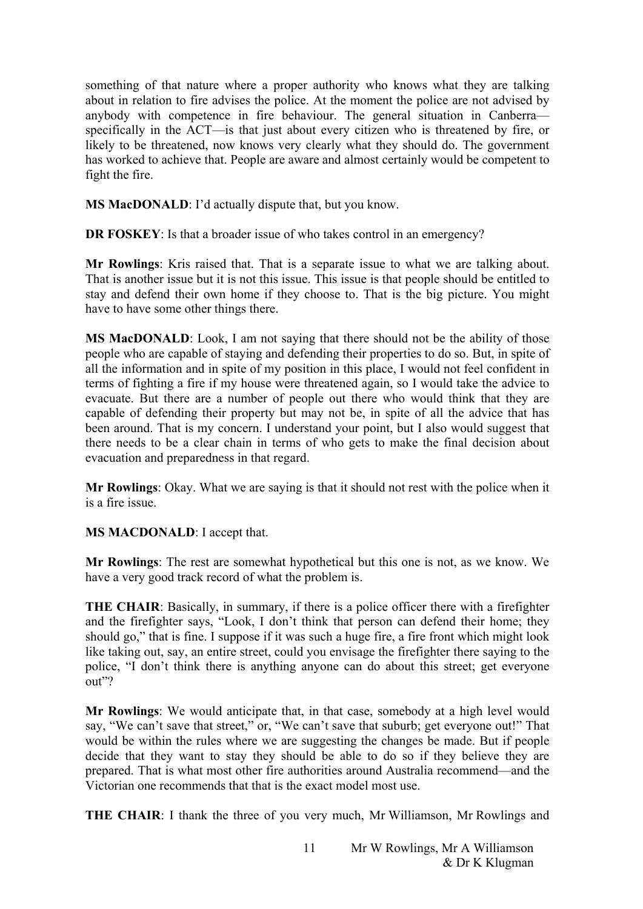something of that nature where a proper authority who knows what they are talking about in relation to fire advises the police. At the moment the police are not advised by anybody with competence in fire behaviour. The general situation in Canberra—specifically in the ACT—is that just about every citizen who is threatened by fire, or likely to be threatened, now knows very clearly what they should do. The government has worked to achieve that. People are aware and almost certainly would be competent to fight the fire.

**MS MacDONALD**: I'd actually dispute that, but you know.

**DR FOSKEY**: Is that a broader issue of who takes control in an emergency?

**Mr Rowlings**: Kris raised that. That is a separate issue to what we are talking about. That is another issue but it is not this issue. This issue is that people should be entitled to stay and defend their own home if they choose to. That is the big picture. You might have to have some other things there.

**MS MacDONALD**: Look, I am not saying that there should not be the ability of those people who are capable of staying and defending their properties to do so. But, in spite of all the information and in spite of my position in this place, I would not feel confident in terms of fighting a fire if my house were threatened again, so I would take the advice to evacuate. But there are a number of people out there who would think that they are capable of defending their property but may not be, in spite of all the advice that has been around. That is my concern. I understand your point, but I also would suggest that there needs to be a clear chain in terms of who gets to make the final decision about evacuation and preparedness in that regard.

**Mr Rowlings**: Okay. What we are saying is that it should not rest with the police when it is a fire issue.

**MS MACDONALD**: I accept that.

**Mr Rowlings**: The rest are somewhat hypothetical but this one is not, as we know. We have a very good track record of what the problem is.

**THE CHAIR**: Basically, in summary, if there is a police officer there with a firefighter and the firefighter says, "Look, I don't think that person can defend their home; they should go," that is fine. I suppose if it was such a huge fire, a fire front which might look like taking out, say, an entire street, could you envisage the firefighter there saying to the police, "I don't think there is anything anyone can do about this street; get everyone out"?

**Mr Rowlings**: We would anticipate that, in that case, somebody at a high level would say, "We can't save that street," or, "We can't save that suburb; get everyone out!" That would be within the rules where we are suggesting the changes be made. But if people decide that they want to stay they should be able to do so if they believe they are prepared. That is what most other fire authorities around Australia recommend—and the Victorian one recommends that that is the exact model most use.

**THE CHAIR**: I thank the three of you very much, Mr Williamson, Mr Rowlings and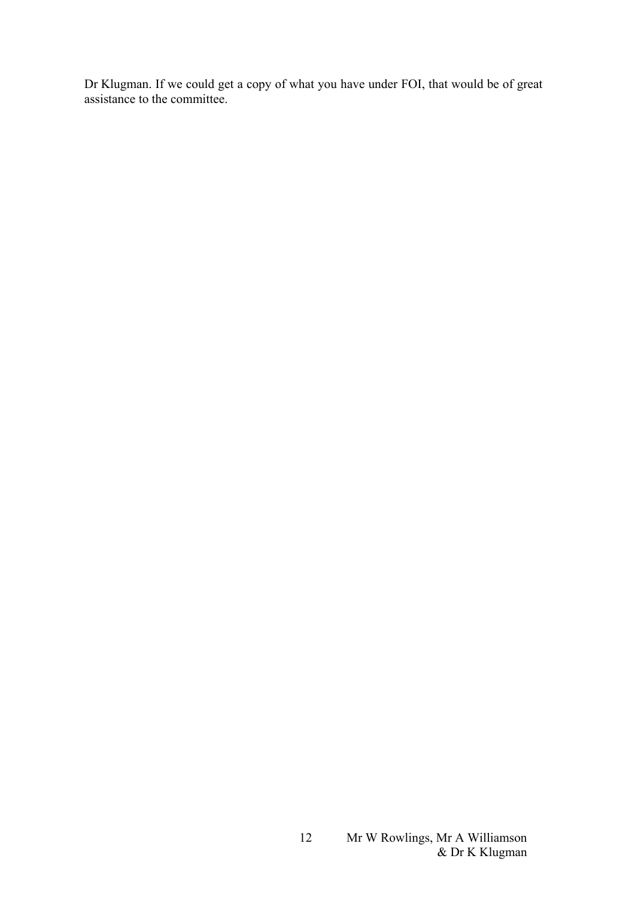Dr Klugman. If we could get a copy of what you have under FOI, that would be of great assistance to the committee.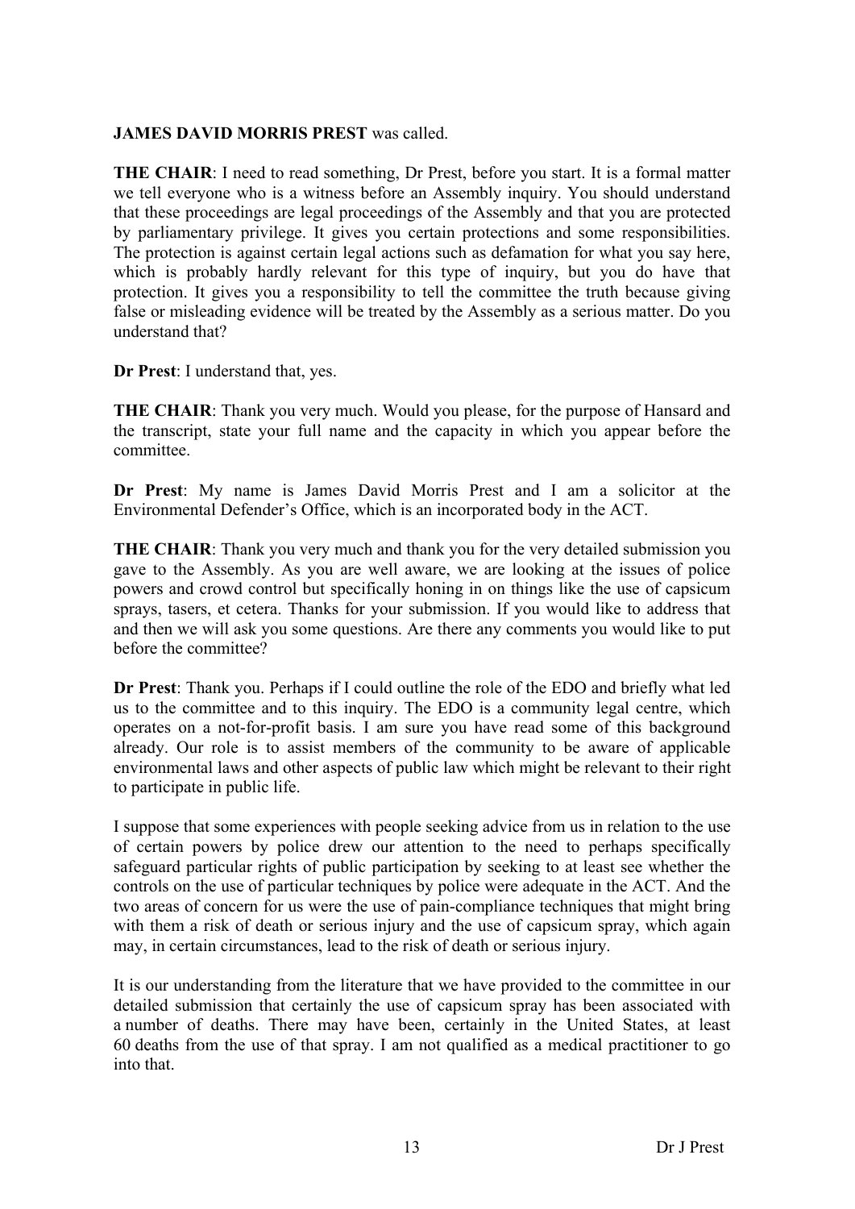**JAMES DAVID MORRIS PREST** was called.

**THE CHAIR**: I need to read something, Dr Prest, before you start. It is a formal matter we tell everyone who is a witness before an Assembly inquiry. You should understand that these proceedings are legal proceedings of the Assembly and that you are protected by parliamentary privilege. It gives you certain protections and some responsibilities. The protection is against certain legal actions such as defamation for what you say here, which is probably hardly relevant for this type of inquiry, but you do have that protection. It gives you a responsibility to tell the committee the truth because giving false or misleading evidence will be treated by the Assembly as a serious matter. Do you understand that?

**Dr Prest**: I understand that, yes.

**THE CHAIR**: Thank you very much. Would you please, for the purpose of Hansard and the transcript, state your full name and the capacity in which you appear before the committee.

**Dr Prest**: My name is James David Morris Prest and I am a solicitor at the Environmental Defender's Office, which is an incorporated body in the ACT.

**THE CHAIR**: Thank you very much and thank you for the very detailed submission you gave to the Assembly. As you are well aware, we are looking at the issues of police powers and crowd control but specifically honing in on things like the use of capsicum sprays, tasers, et cetera. Thanks for your submission. If you would like to address that and then we will ask you some questions. Are there any comments you would like to put before the committee?

**Dr Prest**: Thank you. Perhaps if I could outline the role of the EDO and briefly what led us to the committee and to this inquiry. The EDO is a community legal centre, which operates on a not-for-profit basis. I am sure you have read some of this background already. Our role is to assist members of the community to be aware of applicable environmental laws and other aspects of public law which might be relevant to their right to participate in public life.

I suppose that some experiences with people seeking advice from us in relation to the use of certain powers by police drew our attention to the need to perhaps specifically safeguard particular rights of public participation by seeking to at least see whether the controls on the use of particular techniques by police were adequate in the ACT. And the two areas of concern for us were the use of pain-compliance techniques that might bring with them a risk of death or serious injury and the use of capsicum spray, which again may, in certain circumstances, lead to the risk of death or serious injury.

It is our understanding from the literature that we have provided to the committee in our detailed submission that certainly the use of capsicum spray has been associated with a number of deaths. There may have been, certainly in the United States, at least 60 deaths from the use of that spray. I am not qualified as a medical practitioner to go into that.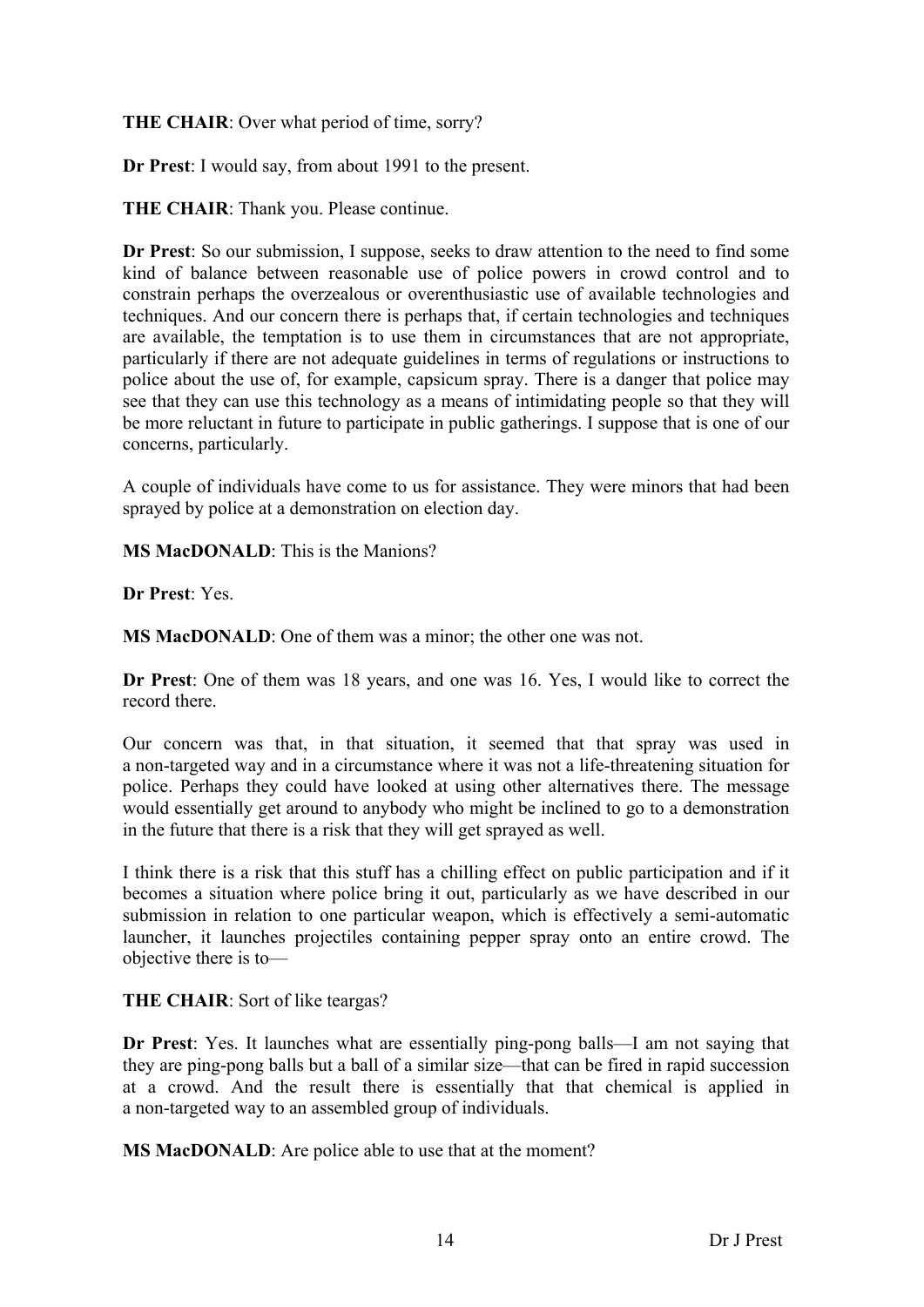**THE CHAIR**: Over what period of time, sorry?

**Dr Prest**: I would say, from about 1991 to the present.

**THE CHAIR**: Thank you. Please continue.

**Dr Prest**: So our submission, I suppose, seeks to draw attention to the need to find some kind of balance between reasonable use of police powers in crowd control and to constrain perhaps the overzealous or overenthusiastic use of available technologies and techniques. And our concern there is perhaps that, if certain technologies and techniques are available, the temptation is to use them in circumstances that are not appropriate, particularly if there are not adequate guidelines in terms of regulations or instructions to police about the use of, for example, capsicum spray. There is a danger that police may see that they can use this technology as a means of intimidating people so that they will be more reluctant in future to participate in public gatherings. I suppose that is one of our concerns, particularly.

A couple of individuals have come to us for assistance. They were minors that had been sprayed by police at a demonstration on election day.

**MS MacDONALD**: This is the Manions?

**Dr Prest**: Yes.

**MS MacDONALD**: One of them was a minor; the other one was not.

**Dr Prest**: One of them was 18 years, and one was 16. Yes, I would like to correct the record there.

Our concern was that, in that situation, it seemed that that spray was used in a non-targeted way and in a circumstance where it was not a life-threatening situation for police. Perhaps they could have looked at using other alternatives there. The message would essentially get around to anybody who might be inclined to go to a demonstration in the future that there is a risk that they will get sprayed as well.

I think there is a risk that this stuff has a chilling effect on public participation and if it becomes a situation where police bring it out, particularly as we have described in our submission in relation to one particular weapon, which is effectively a semi-automatic launcher, it launches projectiles containing pepper spray onto an entire crowd. The objective there is to—

**THE CHAIR**: Sort of like teargas?

**Dr Prest**: Yes. It launches what are essentially ping-pong balls—I am not saying that they are ping-pong balls but a ball of a similar size—that can be fired in rapid succession at a crowd. And the result there is essentially that that chemical is applied in a non-targeted way to an assembled group of individuals.

**MS MacDONALD**: Are police able to use that at the moment?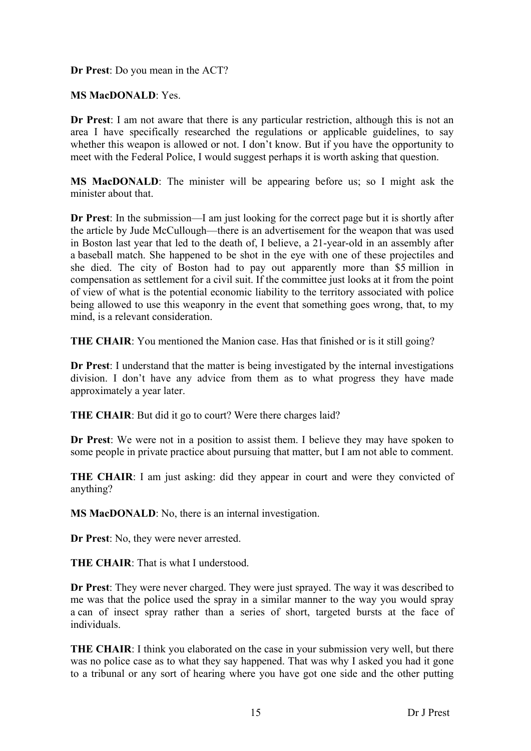**Dr Prest**: Do you mean in the ACT?

**MS MacDONALD**: Yes.

**Dr Prest**: I am not aware that there is any particular restriction, although this is not an area I have specifically researched the regulations or applicable guidelines, to say whether this weapon is allowed or not. I don't know. But if you have the opportunity to meet with the Federal Police, I would suggest perhaps it is worth asking that question.

**MS MacDONALD**: The minister will be appearing before us; so I might ask the minister about that.

**Dr Prest**: In the submission—I am just looking for the correct page but it is shortly after the article by Jude McCullough—there is an advertisement for the weapon that was used in Boston last year that led to the death of, I believe, a 21-year-old in an assembly after a baseball match. She happened to be shot in the eye with one of these projectiles and she died. The city of Boston had to pay out apparently more than $5 million in compensation as settlement for a civil suit. If the committee just looks at it from the point of view of what is the potential economic liability to the territory associated with police being allowed to use this weaponry in the event that something goes wrong, that, to my mind, is a relevant consideration.

**THE CHAIR**: You mentioned the Manion case. Has that finished or is it still going?

**Dr Prest**: I understand that the matter is being investigated by the internal investigations division. I don't have any advice from them as to what progress they have made approximately a year later.

**THE CHAIR**: But did it go to court? Were there charges laid?

**Dr Prest**: We were not in a position to assist them. I believe they may have spoken to some people in private practice about pursuing that matter, but I am not able to comment.

**THE CHAIR**: I am just asking: did they appear in court and were they convicted of anything?

**MS MacDONALD**: No, there is an internal investigation.

**Dr Prest**: No, they were never arrested.

**THE CHAIR**: That is what I understood.

**Dr Prest**: They were never charged. They were just sprayed. The way it was described to me was that the police used the spray in a similar manner to the way you would spray a can of insect spray rather than a series of short, targeted bursts at the face of individuals.

**THE CHAIR**: I think you elaborated on the case in your submission very well, but there was no police case as to what they say happened. That was why I asked you had it gone to a tribunal or any sort of hearing where you have got one side and the other putting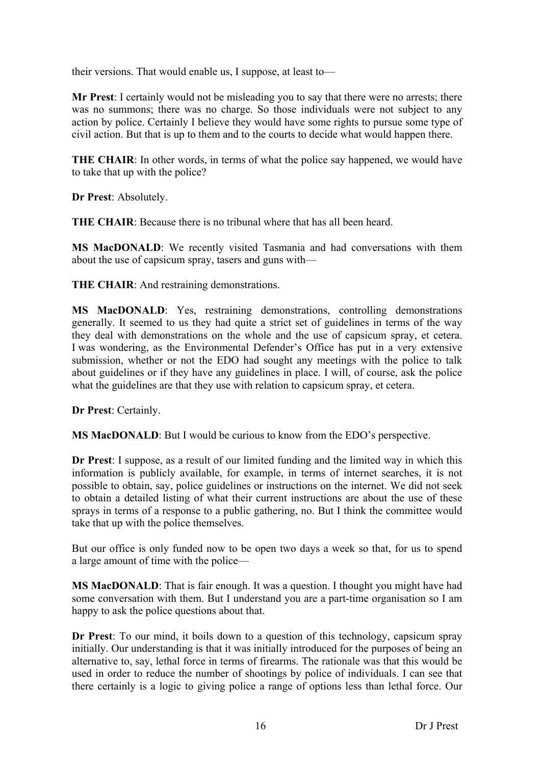their versions. That would enable us, I suppose, at least to—

**Mr Prest**: I certainly would not be misleading you to say that there were no arrests; there was no summons; there was no charge. So those individuals were not subject to any action by police. Certainly I believe they would have some rights to pursue some type of civil action. But that is up to them and to the courts to decide what would happen there.

**THE CHAIR**: In other words, in terms of what the police say happened, we would have to take that up with the police?

**Dr Prest**: Absolutely.

**THE CHAIR**: Because there is no tribunal where that has all been heard.

**MS MacDONALD**: We recently visited Tasmania and had conversations with them about the use of capsicum spray, tasers and guns with—

**THE CHAIR**: And restraining demonstrations.

**MS MacDONALD**: Yes, restraining demonstrations, controlling demonstrations generally. It seemed to us they had quite a strict set of guidelines in terms of the way they deal with demonstrations on the whole and the use of capsicum spray, et cetera. I was wondering, as the Environmental Defender's Office has put in a very extensive submission, whether or not the EDO had sought any meetings with the police to talk about guidelines or if they have any guidelines in place. I will, of course, ask the police what the guidelines are that they use with relation to capsicum spray, et cetera.

**Dr Prest**: Certainly.

**MS MacDONALD**: But I would be curious to know from the EDO's perspective.

**Dr Prest**: I suppose, as a result of our limited funding and the limited way in which this information is publicly available, for example, in terms of internet searches, it is not possible to obtain, say, police guidelines or instructions on the internet. We did not seek to obtain a detailed listing of what their current instructions are about the use of these sprays in terms of a response to a public gathering, no. But I think the committee would take that up with the police themselves.

But our office is only funded now to be open two days a week so that, for us to spend a large amount of time with the police—

**MS MacDONALD**: That is fair enough. It was a question. I thought you might have had some conversation with them. But I understand you are a part-time organisation so I am happy to ask the police questions about that.

**Dr Prest**: To our mind, it boils down to a question of this technology, capsicum spray initially. Our understanding is that it was initially introduced for the purposes of being an alternative to, say, lethal force in terms of firearms. The rationale was that this would be used in order to reduce the number of shootings by police of individuals. I can see that there certainly is a logic to giving police a range of options less than lethal force. Our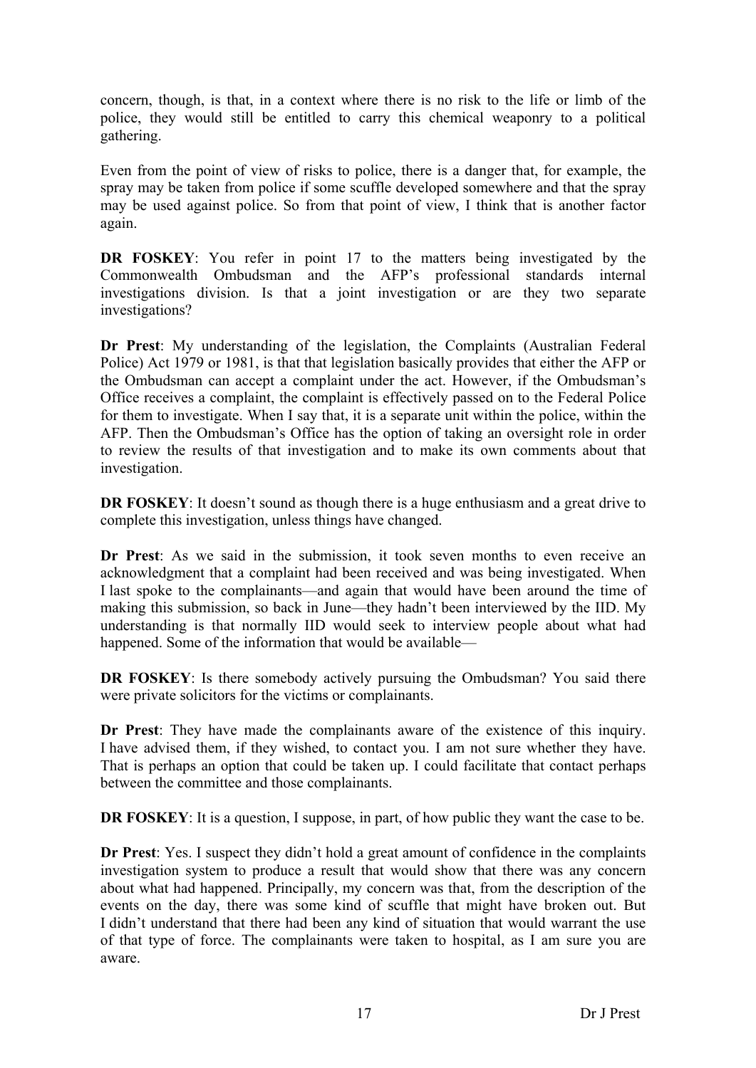concern, though, is that, in a context where there is no risk to the life or limb of the police, they would still be entitled to carry this chemical weaponry to a political gathering.

Even from the point of view of risks to police, there is a danger that, for example, the spray may be taken from police if some scuffle developed somewhere and that the spray may be used against police. So from that point of view, I think that is another factor again.

**DR FOSKEY**: You refer in point 17 to the matters being investigated by the Commonwealth Ombudsman and the AFP's professional standards internal investigations division. Is that a joint investigation or are they two separate investigations?

**Dr Prest**: My understanding of the legislation, the Complaints (Australian Federal Police) Act 1979 or 1981, is that that legislation basically provides that either the AFP or the Ombudsman can accept a complaint under the act. However, if the Ombudsman's Office receives a complaint, the complaint is effectively passed on to the Federal Police for them to investigate. When I say that, it is a separate unit within the police, within the AFP. Then the Ombudsman's Office has the option of taking an oversight role in order to review the results of that investigation and to make its own comments about that investigation.

**DR FOSKEY**: It doesn't sound as though there is a huge enthusiasm and a great drive to complete this investigation, unless things have changed.

**Dr Prest**: As we said in the submission, it took seven months to even receive an acknowledgment that a complaint had been received and was being investigated. When I last spoke to the complainants—and again that would have been around the time of making this submission, so back in June—they hadn't been interviewed by the IID. My understanding is that normally IID would seek to interview people about what had happened. Some of the information that would be available—

**DR FOSKEY**: Is there somebody actively pursuing the Ombudsman? You said there were private solicitors for the victims or complainants.

**Dr Prest**: They have made the complainants aware of the existence of this inquiry. I have advised them, if they wished, to contact you. I am not sure whether they have. That is perhaps an option that could be taken up. I could facilitate that contact perhaps between the committee and those complainants.

**DR FOSKEY**: It is a question, I suppose, in part, of how public they want the case to be.

**Dr Prest**: Yes. I suspect they didn't hold a great amount of confidence in the complaints investigation system to produce a result that would show that there was any concern about what had happened. Principally, my concern was that, from the description of the events on the day, there was some kind of scuffle that might have broken out. But I didn't understand that there had been any kind of situation that would warrant the use of that type of force. The complainants were taken to hospital, as I am sure you are aware.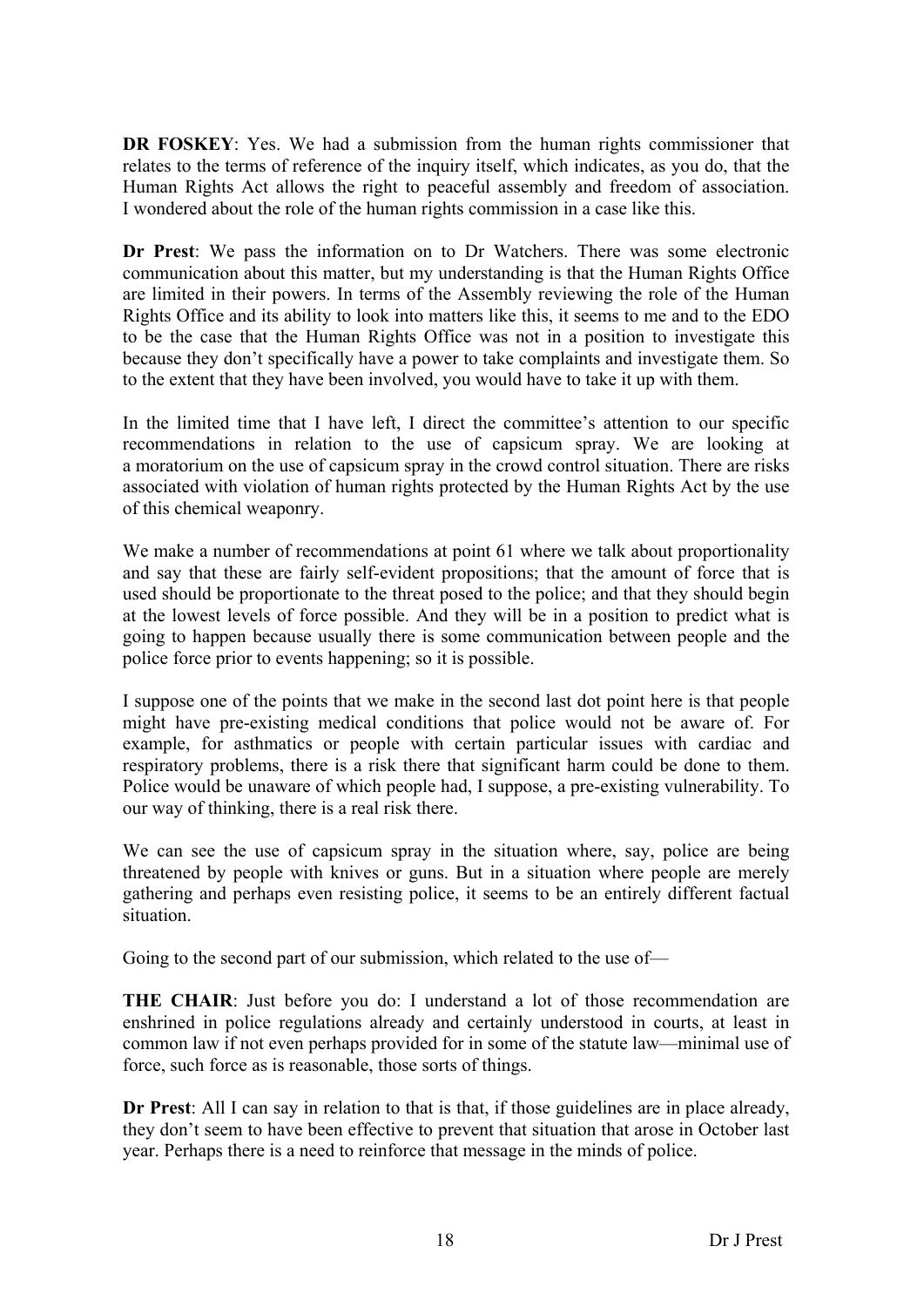**DR FOSKEY**: Yes. We had a submission from the human rights commissioner that relates to the terms of reference of the inquiry itself, which indicates, as you do, that the Human Rights Act allows the right to peaceful assembly and freedom of association. I wondered about the role of the human rights commission in a case like this.

**Dr Prest**: We pass the information on to Dr Watchers. There was some electronic communication about this matter, but my understanding is that the Human Rights Office are limited in their powers. In terms of the Assembly reviewing the role of the Human Rights Office and its ability to look into matters like this, it seems to me and to the EDO to be the case that the Human Rights Office was not in a position to investigate this because they don't specifically have a power to take complaints and investigate them. So to the extent that they have been involved, you would have to take it up with them.

In the limited time that I have left, I direct the committee's attention to our specific recommendations in relation to the use of capsicum spray. We are looking at a moratorium on the use of capsicum spray in the crowd control situation. There are risks associated with violation of human rights protected by the Human Rights Act by the use of this chemical weaponry.

We make a number of recommendations at point 61 where we talk about proportionality and say that these are fairly self-evident propositions; that the amount of force that is used should be proportionate to the threat posed to the police; and that they should begin at the lowest levels of force possible. And they will be in a position to predict what is going to happen because usually there is some communication between people and the police force prior to events happening; so it is possible.

I suppose one of the points that we make in the second last dot point here is that people might have pre-existing medical conditions that police would not be aware of. For example, for asthmatics or people with certain particular issues with cardiac and respiratory problems, there is a risk there that significant harm could be done to them. Police would be unaware of which people had, I suppose, a pre-existing vulnerability. To our way of thinking, there is a real risk there.

We can see the use of capsicum spray in the situation where, say, police are being threatened by people with knives or guns. But in a situation where people are merely gathering and perhaps even resisting police, it seems to be an entirely different factual situation.

Going to the second part of our submission, which related to the use of—

**THE CHAIR**: Just before you do: I understand a lot of those recommendation are enshrined in police regulations already and certainly understood in courts, at least in common law if not even perhaps provided for in some of the statute law—minimal use of force, such force as is reasonable, those sorts of things.

**Dr Prest**: All I can say in relation to that is that, if those guidelines are in place already, they don't seem to have been effective to prevent that situation that arose in October last year. Perhaps there is a need to reinforce that message in the minds of police.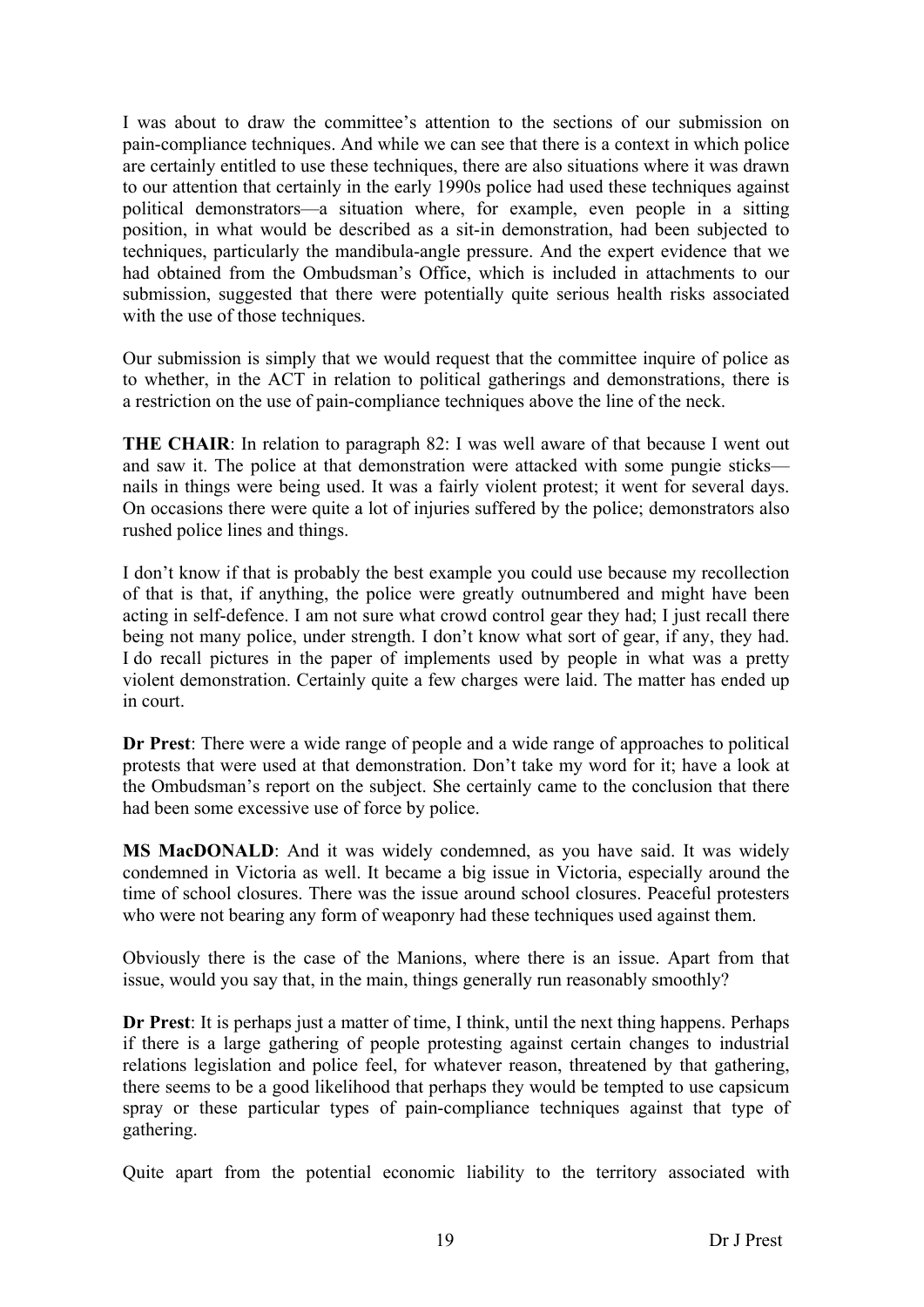I was about to draw the committee's attention to the sections of our submission on pain-compliance techniques. And while we can see that there is a context in which police are certainly entitled to use these techniques, there are also situations where it was drawn to our attention that certainly in the early 1990s police had used these techniques against political demonstrators—a situation where, for example, even people in a sitting position, in what would be described as a sit-in demonstration, had been subjected to techniques, particularly the mandibula-angle pressure. And the expert evidence that we had obtained from the Ombudsman's Office, which is included in attachments to our submission, suggested that there were potentially quite serious health risks associated with the use of those techniques.

Our submission is simply that we would request that the committee inquire of police as to whether, in the ACT in relation to political gatherings and demonstrations, there is a restriction on the use of pain-compliance techniques above the line of the neck.

**THE CHAIR**: In relation to paragraph 82: I was well aware of that because I went out and saw it. The police at that demonstration were attacked with some pungie sticks—nails in things were being used. It was a fairly violent protest; it went for several days. On occasions there were quite a lot of injuries suffered by the police; demonstrators also rushed police lines and things.

I don't know if that is probably the best example you could use because my recollection of that is that, if anything, the police were greatly outnumbered and might have been acting in self-defence. I am not sure what crowd control gear they had; I just recall there being not many police, under strength. I don't know what sort of gear, if any, they had. I do recall pictures in the paper of implements used by people in what was a pretty violent demonstration. Certainly quite a few charges were laid. The matter has ended up in court.

**Dr Prest**: There were a wide range of people and a wide range of approaches to political protests that were used at that demonstration. Don't take my word for it; have a look at the Ombudsman's report on the subject. She certainly came to the conclusion that there had been some excessive use of force by police.

**MS MacDONALD**: And it was widely condemned, as you have said. It was widely condemned in Victoria as well. It became a big issue in Victoria, especially around the time of school closures. There was the issue around school closures. Peaceful protesters who were not bearing any form of weaponry had these techniques used against them.

Obviously there is the case of the Manions, where there is an issue. Apart from that issue, would you say that, in the main, things generally run reasonably smoothly?

**Dr Prest**: It is perhaps just a matter of time, I think, until the next thing happens. Perhaps if there is a large gathering of people protesting against certain changes to industrial relations legislation and police feel, for whatever reason, threatened by that gathering, there seems to be a good likelihood that perhaps they would be tempted to use capsicum spray or these particular types of pain-compliance techniques against that type of gathering.

Quite apart from the potential economic liability to the territory associated with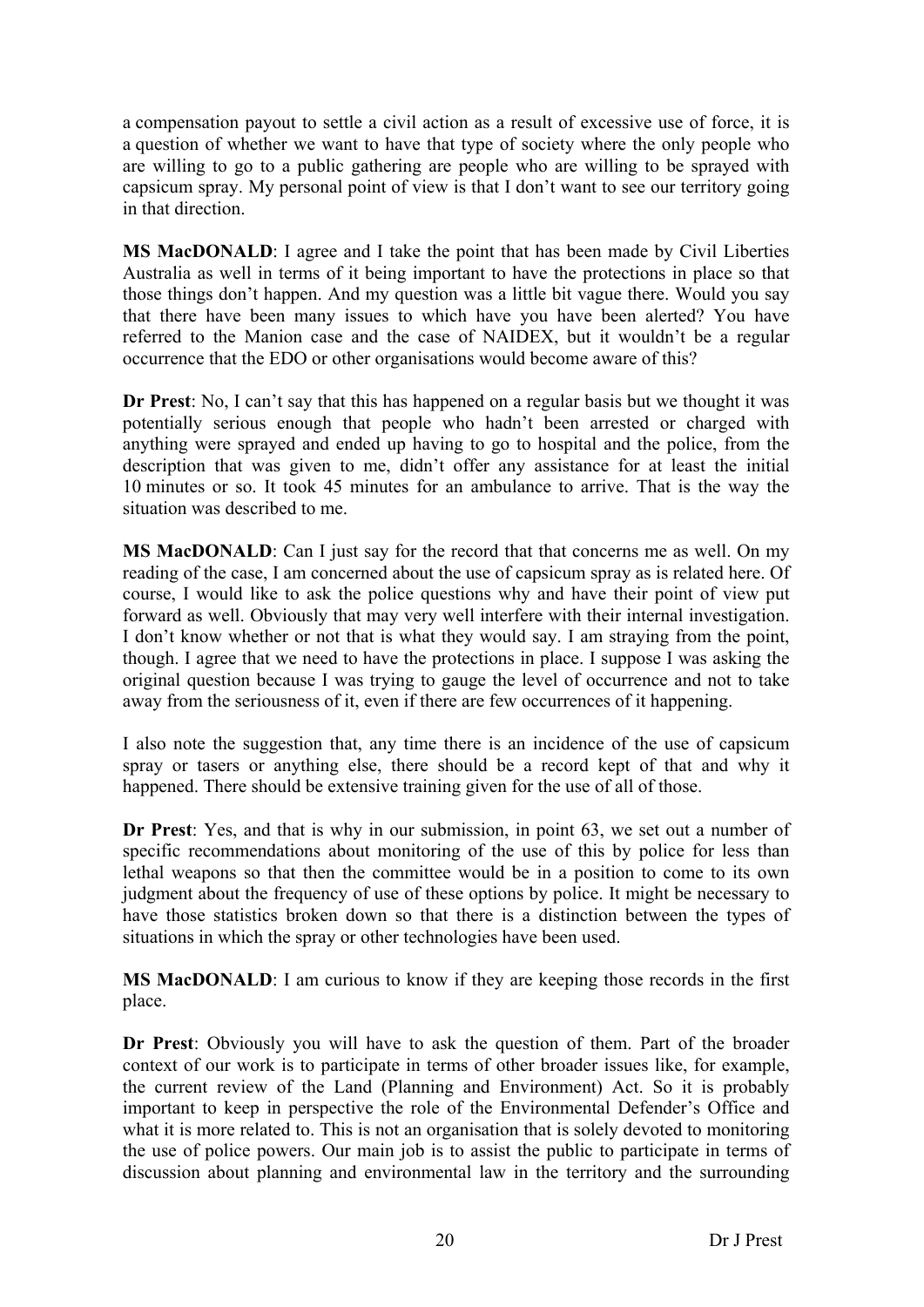a compensation payout to settle a civil action as a result of excessive use of force, it is a question of whether we want to have that type of society where the only people who are willing to go to a public gathering are people who are willing to be sprayed with capsicum spray. My personal point of view is that I don't want to see our territory going in that direction.

**MS MacDONALD**: I agree and I take the point that has been made by Civil Liberties Australia as well in terms of it being important to have the protections in place so that those things don't happen. And my question was a little bit vague there. Would you say that there have been many issues to which have you have been alerted? You have referred to the Manion case and the case of NAIDEX, but it wouldn't be a regular occurrence that the EDO or other organisations would become aware of this?

**Dr Prest**: No, I can't say that this has happened on a regular basis but we thought it was potentially serious enough that people who hadn't been arrested or charged with anything were sprayed and ended up having to go to hospital and the police, from the description that was given to me, didn't offer any assistance for at least the initial 10 minutes or so. It took 45 minutes for an ambulance to arrive. That is the way the situation was described to me.

**MS MacDONALD**: Can I just say for the record that that concerns me as well. On my reading of the case, I am concerned about the use of capsicum spray as is related here. Of course, I would like to ask the police questions why and have their point of view put forward as well. Obviously that may very well interfere with their internal investigation. I don't know whether or not that is what they would say. I am straying from the point, though. I agree that we need to have the protections in place. I suppose I was asking the original question because I was trying to gauge the level of occurrence and not to take away from the seriousness of it, even if there are few occurrences of it happening.

I also note the suggestion that, any time there is an incidence of the use of capsicum spray or tasers or anything else, there should be a record kept of that and why it happened. There should be extensive training given for the use of all of those.

**Dr Prest**: Yes, and that is why in our submission, in point 63, we set out a number of specific recommendations about monitoring of the use of this by police for less than lethal weapons so that then the committee would be in a position to come to its own judgment about the frequency of use of these options by police. It might be necessary to have those statistics broken down so that there is a distinction between the types of situations in which the spray or other technologies have been used.

**MS MacDONALD**: I am curious to know if they are keeping those records in the first place.

**Dr Prest**: Obviously you will have to ask the question of them. Part of the broader context of our work is to participate in terms of other broader issues like, for example, the current review of the Land (Planning and Environment) Act. So it is probably important to keep in perspective the role of the Environmental Defender's Office and what it is more related to. This is not an organisation that is solely devoted to monitoring the use of police powers. Our main job is to assist the public to participate in terms of discussion about planning and environmental law in the territory and the surrounding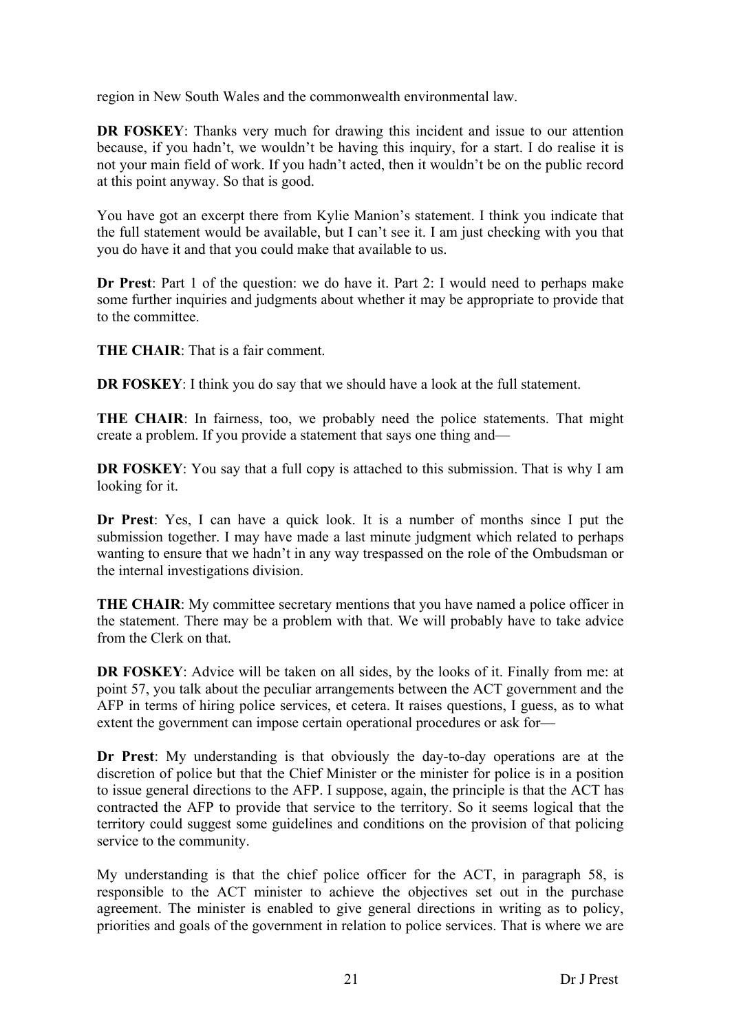region in New South Wales and the commonwealth environmental law.

**DR FOSKEY**: Thanks very much for drawing this incident and issue to our attention because, if you hadn't, we wouldn't be having this inquiry, for a start. I do realise it is not your main field of work. If you hadn't acted, then it wouldn't be on the public record at this point anyway. So that is good.

You have got an excerpt there from Kylie Manion's statement. I think you indicate that the full statement would be available, but I can't see it. I am just checking with you that you do have it and that you could make that available to us.

**Dr Prest**: Part 1 of the question: we do have it. Part 2: I would need to perhaps make some further inquiries and judgments about whether it may be appropriate to provide that to the committee.

**THE CHAIR**: That is a fair comment.

**DR FOSKEY**: I think you do say that we should have a look at the full statement.

**THE CHAIR**: In fairness, too, we probably need the police statements. That might create a problem. If you provide a statement that says one thing and—

**DR FOSKEY**: You say that a full copy is attached to this submission. That is why I am looking for it.

**Dr Prest**: Yes, I can have a quick look. It is a number of months since I put the submission together. I may have made a last minute judgment which related to perhaps wanting to ensure that we hadn't in any way trespassed on the role of the Ombudsman or the internal investigations division.

**THE CHAIR**: My committee secretary mentions that you have named a police officer in the statement. There may be a problem with that. We will probably have to take advice from the Clerk on that.

**DR FOSKEY**: Advice will be taken on all sides, by the looks of it. Finally from me: at point 57, you talk about the peculiar arrangements between the ACT government and the AFP in terms of hiring police services, et cetera. It raises questions, I guess, as to what extent the government can impose certain operational procedures or ask for—

**Dr Prest**: My understanding is that obviously the day-to-day operations are at the discretion of police but that the Chief Minister or the minister for police is in a position to issue general directions to the AFP. I suppose, again, the principle is that the ACT has contracted the AFP to provide that service to the territory. So it seems logical that the territory could suggest some guidelines and conditions on the provision of that policing service to the community.

My understanding is that the chief police officer for the ACT, in paragraph 58, is responsible to the ACT minister to achieve the objectives set out in the purchase agreement. The minister is enabled to give general directions in writing as to policy, priorities and goals of the government in relation to police services. That is where we are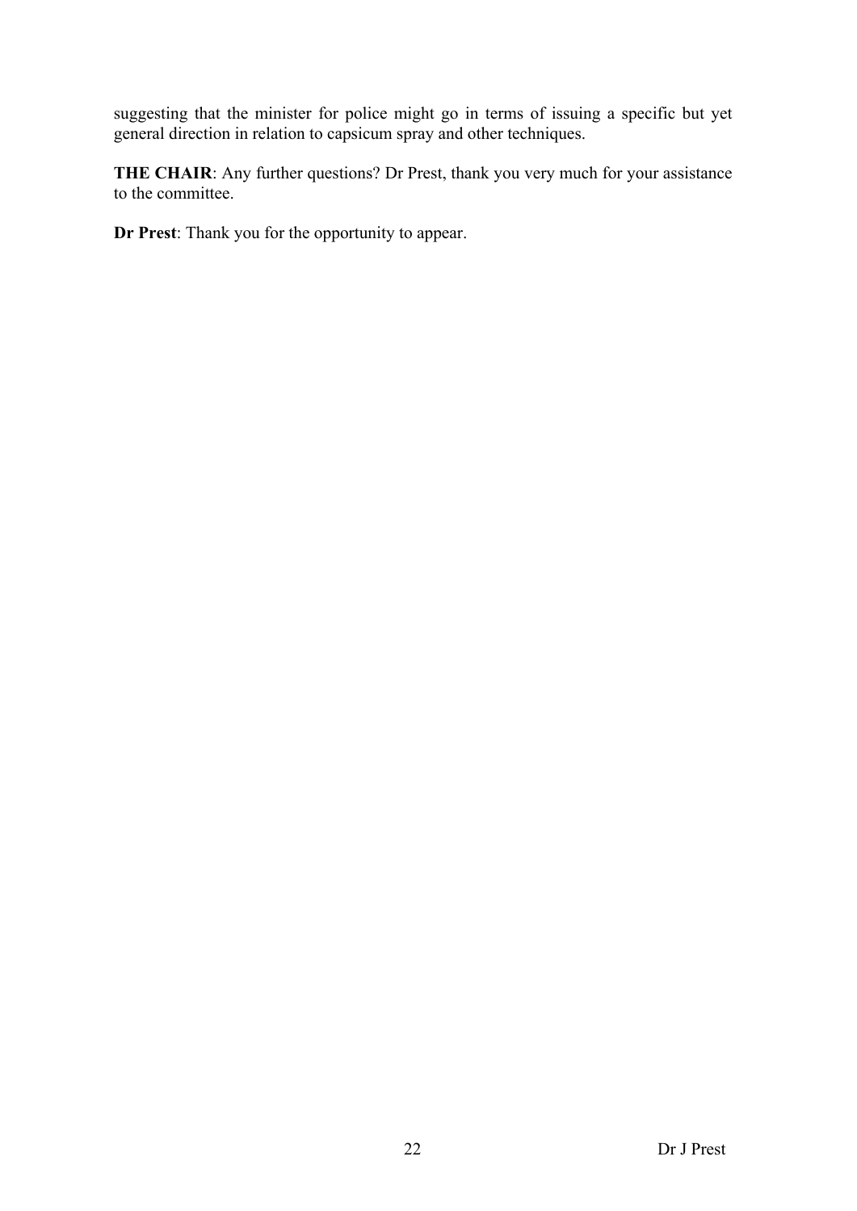suggesting that the minister for police might go in terms of issuing a specific but yet general direction in relation to capsicum spray and other techniques.

**THE CHAIR**: Any further questions? Dr Prest, thank you very much for your assistance to the committee.

**Dr Prest**: Thank you for the opportunity to appear.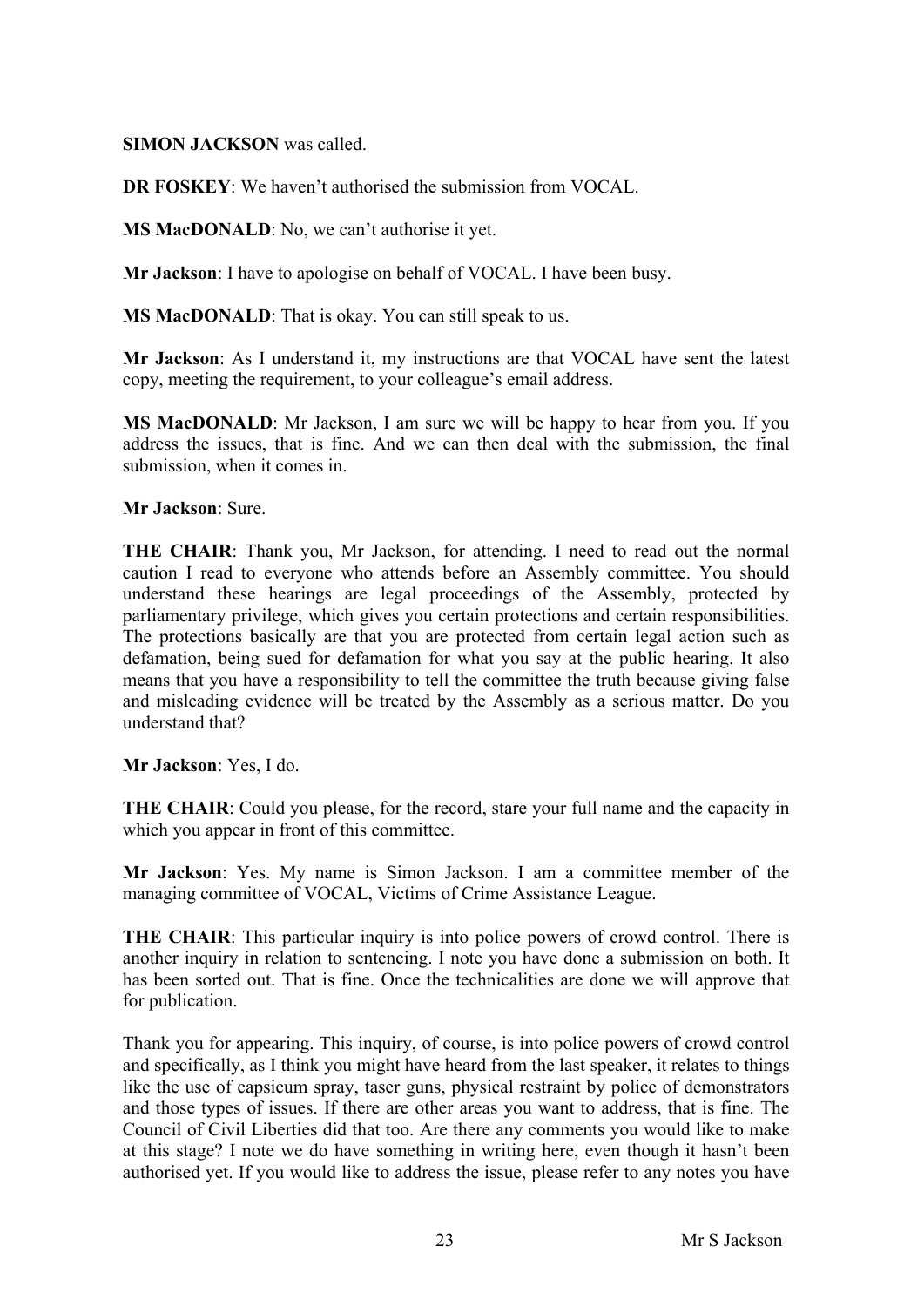**SIMON JACKSON** was called.

**DR FOSKEY**: We haven't authorised the submission from VOCAL.

**MS MacDONALD**: No, we can't authorise it yet.

**Mr Jackson**: I have to apologise on behalf of VOCAL. I have been busy.

**MS MacDONALD**: That is okay. You can still speak to us.

**Mr Jackson**: As I understand it, my instructions are that VOCAL have sent the latest copy, meeting the requirement, to your colleague's email address.

**MS MacDONALD**: Mr Jackson, I am sure we will be happy to hear from you. If you address the issues, that is fine. And we can then deal with the submission, the final submission, when it comes in.

**Mr Jackson**: Sure.

**THE CHAIR**: Thank you, Mr Jackson, for attending. I need to read out the normal caution I read to everyone who attends before an Assembly committee. You should understand these hearings are legal proceedings of the Assembly, protected by parliamentary privilege, which gives you certain protections and certain responsibilities. The protections basically are that you are protected from certain legal action such as defamation, being sued for defamation for what you say at the public hearing. It also means that you have a responsibility to tell the committee the truth because giving false and misleading evidence will be treated by the Assembly as a serious matter. Do you understand that?

**Mr Jackson**: Yes, I do.

**THE CHAIR**: Could you please, for the record, stare your full name and the capacity in which you appear in front of this committee.

**Mr Jackson**: Yes. My name is Simon Jackson. I am a committee member of the managing committee of VOCAL, Victims of Crime Assistance League.

**THE CHAIR**: This particular inquiry is into police powers of crowd control. There is another inquiry in relation to sentencing. I note you have done a submission on both. It has been sorted out. That is fine. Once the technicalities are done we will approve that for publication.

Thank you for appearing. This inquiry, of course, is into police powers of crowd control and specifically, as I think you might have heard from the last speaker, it relates to things like the use of capsicum spray, taser guns, physical restraint by police of demonstrators and those types of issues. If there are other areas you want to address, that is fine. The Council of Civil Liberties did that too. Are there any comments you would like to make at this stage? I note we do have something in writing here, even though it hasn't been authorised yet. If you would like to address the issue, please refer to any notes you have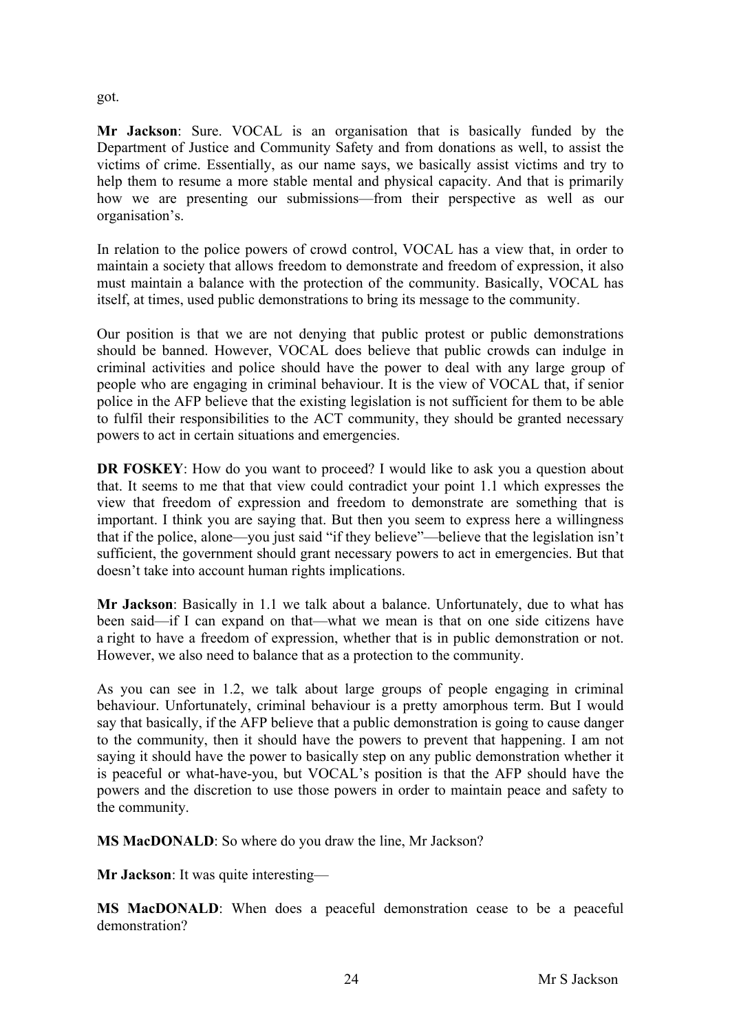got.

**Mr Jackson**: Sure. VOCAL is an organisation that is basically funded by the Department of Justice and Community Safety and from donations as well, to assist the victims of crime. Essentially, as our name says, we basically assist victims and try to help them to resume a more stable mental and physical capacity. And that is primarily how we are presenting our submissions—from their perspective as well as our organisation's.

In relation to the police powers of crowd control, VOCAL has a view that, in order to maintain a society that allows freedom to demonstrate and freedom of expression, it also must maintain a balance with the protection of the community. Basically, VOCAL has itself, at times, used public demonstrations to bring its message to the community.

Our position is that we are not denying that public protest or public demonstrations should be banned. However, VOCAL does believe that public crowds can indulge in criminal activities and police should have the power to deal with any large group of people who are engaging in criminal behaviour. It is the view of VOCAL that, if senior police in the AFP believe that the existing legislation is not sufficient for them to be able to fulfil their responsibilities to the ACT community, they should be granted necessary powers to act in certain situations and emergencies.

**DR FOSKEY**: How do you want to proceed? I would like to ask you a question about that. It seems to me that that view could contradict your point 1.1 which expresses the view that freedom of expression and freedom to demonstrate are something that is important. I think you are saying that. But then you seem to express here a willingness that if the police, alone—you just said "if they believe"—believe that the legislation isn't sufficient, the government should grant necessary powers to act in emergencies. But that doesn't take into account human rights implications.

**Mr Jackson**: Basically in 1.1 we talk about a balance. Unfortunately, due to what has been said—if I can expand on that—what we mean is that on one side citizens have a right to have a freedom of expression, whether that is in public demonstration or not. However, we also need to balance that as a protection to the community.

As you can see in 1.2, we talk about large groups of people engaging in criminal behaviour. Unfortunately, criminal behaviour is a pretty amorphous term. But I would say that basically, if the AFP believe that a public demonstration is going to cause danger to the community, then it should have the powers to prevent that happening. I am not saying it should have the power to basically step on any public demonstration whether it is peaceful or what-have-you, but VOCAL's position is that the AFP should have the powers and the discretion to use those powers in order to maintain peace and safety to the community.

**MS MacDONALD**: So where do you draw the line, Mr Jackson?

**Mr Jackson**: It was quite interesting—

**MS MacDONALD**: When does a peaceful demonstration cease to be a peaceful demonstration?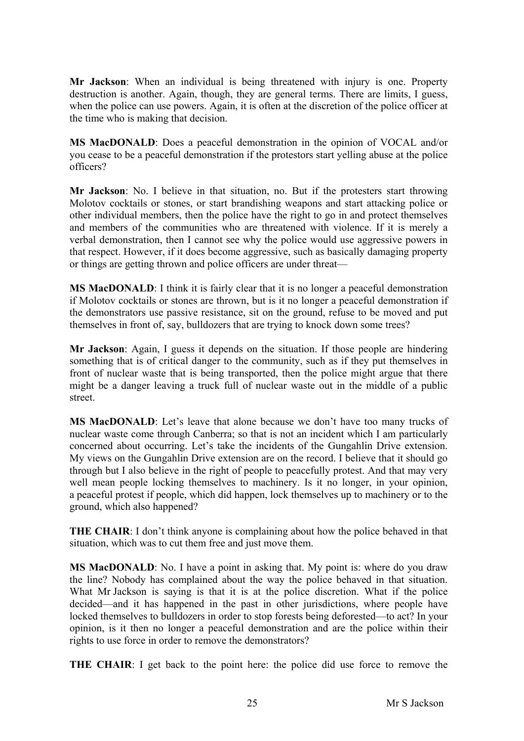**Mr Jackson**: When an individual is being threatened with injury is one. Property destruction is another. Again, though, they are general terms. There are limits, I guess, when the police can use powers. Again, it is often at the discretion of the police officer at the time who is making that decision.

**MS MacDONALD**: Does a peaceful demonstration in the opinion of VOCAL and/or you cease to be a peaceful demonstration if the protestors start yelling abuse at the police officers?

**Mr Jackson**: No. I believe in that situation, no. But if the protesters start throwing Molotov cocktails or stones, or start brandishing weapons and start attacking police or other individual members, then the police have the right to go in and protect themselves and members of the communities who are threatened with violence. If it is merely a verbal demonstration, then I cannot see why the police would use aggressive powers in that respect. However, if it does become aggressive, such as basically damaging property or things are getting thrown and police officers are under threat—

**MS MacDONALD**: I think it is fairly clear that it is no longer a peaceful demonstration if Molotov cocktails or stones are thrown, but is it no longer a peaceful demonstration if the demonstrators use passive resistance, sit on the ground, refuse to be moved and put themselves in front of, say, bulldozers that are trying to knock down some trees?

**Mr Jackson**: Again, I guess it depends on the situation. If those people are hindering something that is of critical danger to the community, such as if they put themselves in front of nuclear waste that is being transported, then the police might argue that there might be a danger leaving a truck full of nuclear waste out in the middle of a public street.

**MS MacDONALD**: Let's leave that alone because we don't have too many trucks of nuclear waste come through Canberra; so that is not an incident which I am particularly concerned about occurring. Let's take the incidents of the Gungahlin Drive extension. My views on the Gungahlin Drive extension are on the record. I believe that it should go through but I also believe in the right of people to peacefully protest. And that may very well mean people locking themselves to machinery. Is it no longer, in your opinion, a peaceful protest if people, which did happen, lock themselves up to machinery or to the ground, which also happened?

**THE CHAIR**: I don't think anyone is complaining about how the police behaved in that situation, which was to cut them free and just move them.

**MS MacDONALD**: No. I have a point in asking that. My point is: where do you draw the line? Nobody has complained about the way the police behaved in that situation. What Mr Jackson is saying is that it is at the police discretion. What if the police decided—and it has happened in the past in other jurisdictions, where people have locked themselves to bulldozers in order to stop forests being deforested—to act? In your opinion, is it then no longer a peaceful demonstration and are the police within their rights to use force in order to remove the demonstrators?

**THE CHAIR**: I get back to the point here: the police did use force to remove the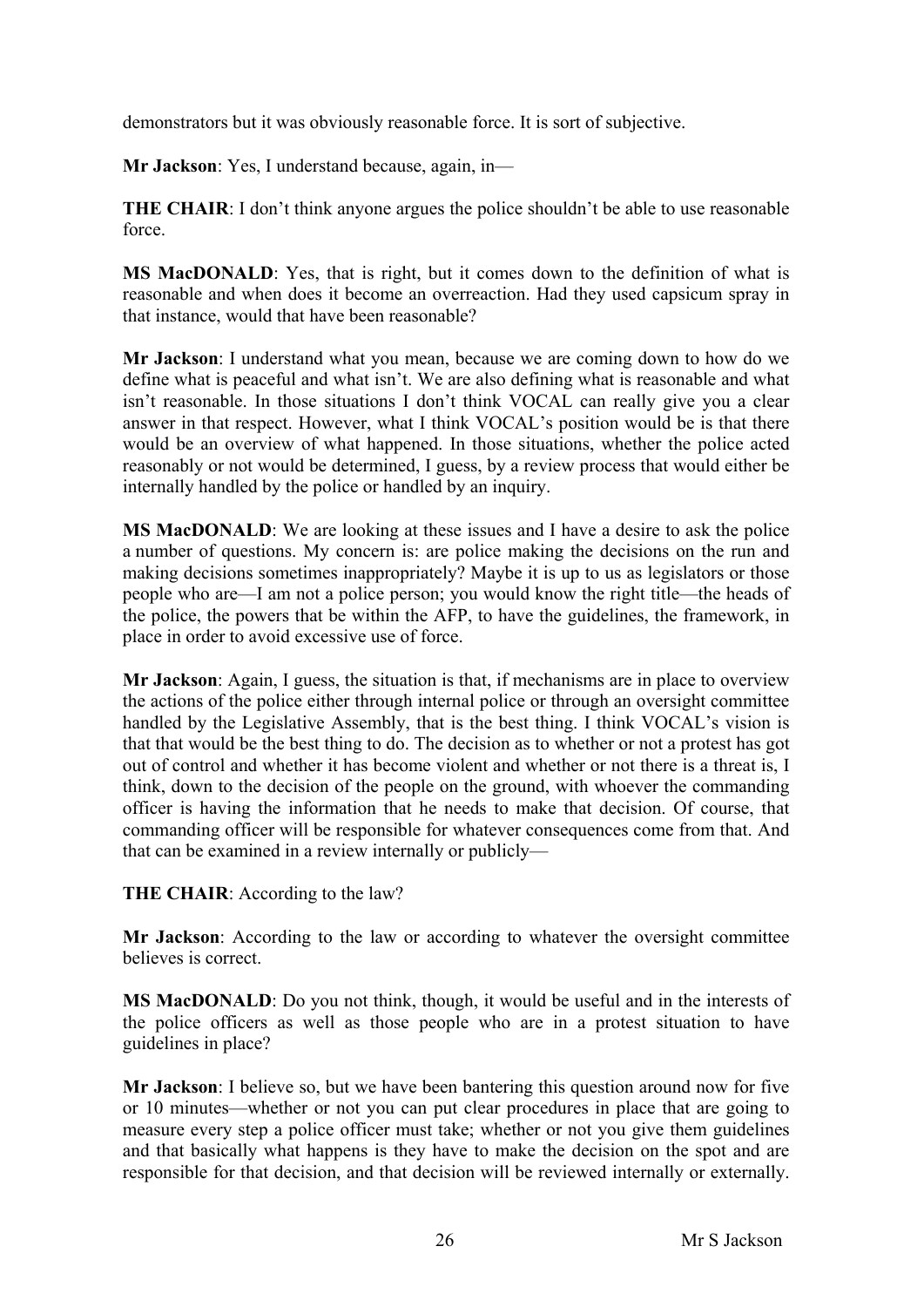demonstrators but it was obviously reasonable force. It is sort of subjective.

**Mr Jackson**: Yes, I understand because, again, in—

**THE CHAIR**: I don't think anyone argues the police shouldn't be able to use reasonable force.

**MS MacDONALD**: Yes, that is right, but it comes down to the definition of what is reasonable and when does it become an overreaction. Had they used capsicum spray in that instance, would that have been reasonable?

**Mr Jackson**: I understand what you mean, because we are coming down to how do we define what is peaceful and what isn't. We are also defining what is reasonable and what isn't reasonable. In those situations I don't think VOCAL can really give you a clear answer in that respect. However, what I think VOCAL's position would be is that there would be an overview of what happened. In those situations, whether the police acted reasonably or not would be determined, I guess, by a review process that would either be internally handled by the police or handled by an inquiry.

**MS MacDONALD**: We are looking at these issues and I have a desire to ask the police a number of questions. My concern is: are police making the decisions on the run and making decisions sometimes inappropriately? Maybe it is up to us as legislators or those people who are—I am not a police person; you would know the right title—the heads of the police, the powers that be within the AFP, to have the guidelines, the framework, in place in order to avoid excessive use of force.

**Mr Jackson**: Again, I guess, the situation is that, if mechanisms are in place to overview the actions of the police either through internal police or through an oversight committee handled by the Legislative Assembly, that is the best thing. I think VOCAL's vision is that that would be the best thing to do. The decision as to whether or not a protest has got out of control and whether it has become violent and whether or not there is a threat is, I think, down to the decision of the people on the ground, with whoever the commanding officer is having the information that he needs to make that decision. Of course, that commanding officer will be responsible for whatever consequences come from that. And that can be examined in a review internally or publicly—

**THE CHAIR**: According to the law?

**Mr Jackson**: According to the law or according to whatever the oversight committee believes is correct.

**MS MacDONALD**: Do you not think, though, it would be useful and in the interests of the police officers as well as those people who are in a protest situation to have guidelines in place?

**Mr Jackson**: I believe so, but we have been bantering this question around now for five or 10 minutes—whether or not you can put clear procedures in place that are going to measure every step a police officer must take; whether or not you give them guidelines and that basically what happens is they have to make the decision on the spot and are responsible for that decision, and that decision will be reviewed internally or externally.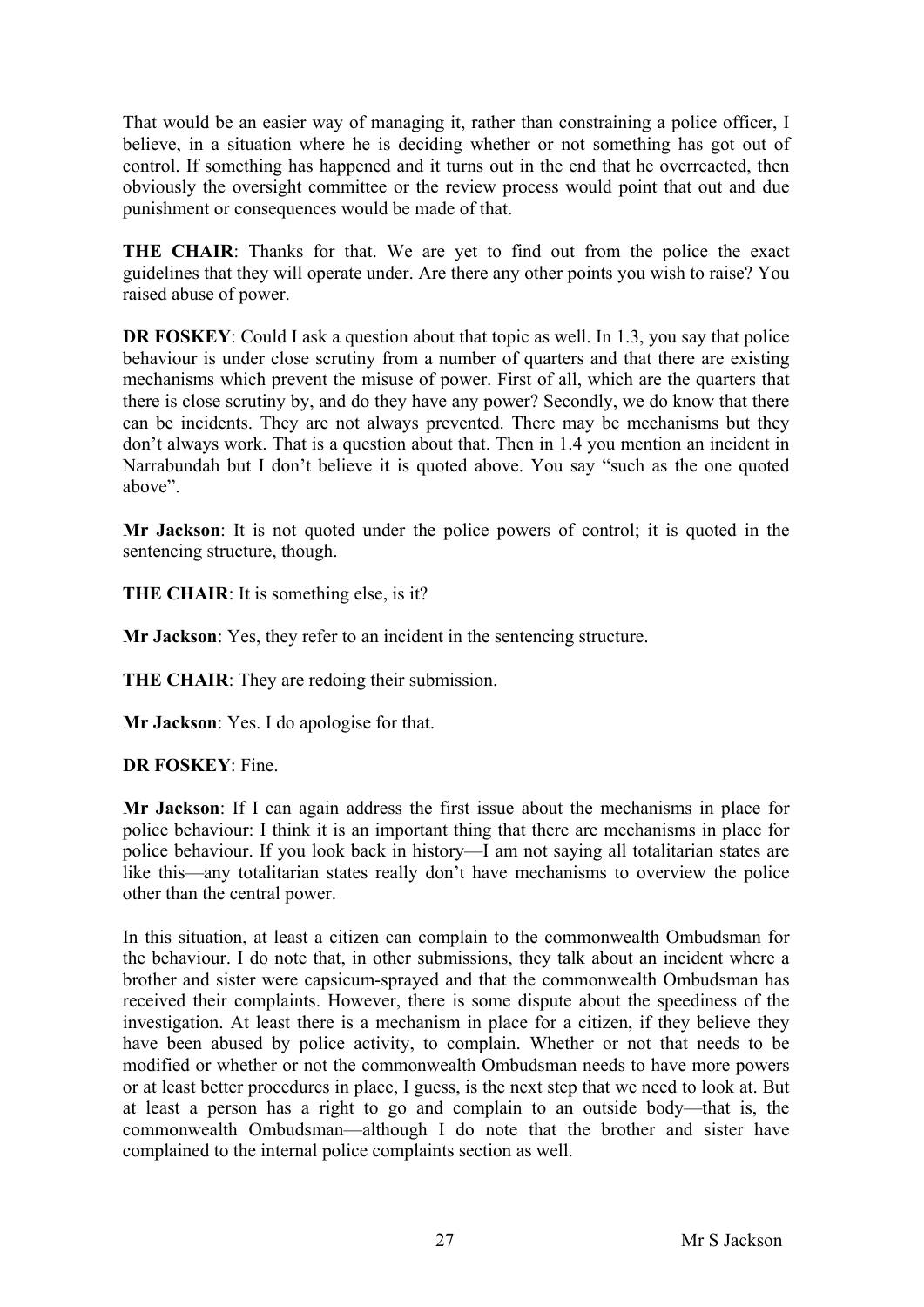That would be an easier way of managing it, rather than constraining a police officer, I believe, in a situation where he is deciding whether or not something has got out of control. If something has happened and it turns out in the end that he overreacted, then obviously the oversight committee or the review process would point that out and due punishment or consequences would be made of that.

**THE CHAIR**: Thanks for that. We are yet to find out from the police the exact guidelines that they will operate under. Are there any other points you wish to raise? You raised abuse of power.

**DR FOSKEY**: Could I ask a question about that topic as well. In 1.3, you say that police behaviour is under close scrutiny from a number of quarters and that there are existing mechanisms which prevent the misuse of power. First of all, which are the quarters that there is close scrutiny by, and do they have any power? Secondly, we do know that there can be incidents. They are not always prevented. There may be mechanisms but they don't always work. That is a question about that. Then in 1.4 you mention an incident in Narrabundah but I don't believe it is quoted above. You say "such as the one quoted above".

**Mr Jackson**: It is not quoted under the police powers of control; it is quoted in the sentencing structure, though.

**THE CHAIR**: It is something else, is it?

**Mr Jackson**: Yes, they refer to an incident in the sentencing structure.

**THE CHAIR**: They are redoing their submission.

**Mr Jackson**: Yes. I do apologise for that.

**DR FOSKEY**: Fine.

**Mr Jackson**: If I can again address the first issue about the mechanisms in place for police behaviour: I think it is an important thing that there are mechanisms in place for police behaviour. If you look back in history—I am not saying all totalitarian states are like this—any totalitarian states really don't have mechanisms to overview the police other than the central power.

In this situation, at least a citizen can complain to the commonwealth Ombudsman for the behaviour. I do note that, in other submissions, they talk about an incident where a brother and sister were capsicum-sprayed and that the commonwealth Ombudsman has received their complaints. However, there is some dispute about the speediness of the investigation. At least there is a mechanism in place for a citizen, if they believe they have been abused by police activity, to complain. Whether or not that needs to be modified or whether or not the commonwealth Ombudsman needs to have more powers or at least better procedures in place, I guess, is the next step that we need to look at. But at least a person has a right to go and complain to an outside body—that is, the commonwealth Ombudsman—although I do note that the brother and sister have complained to the internal police complaints section as well.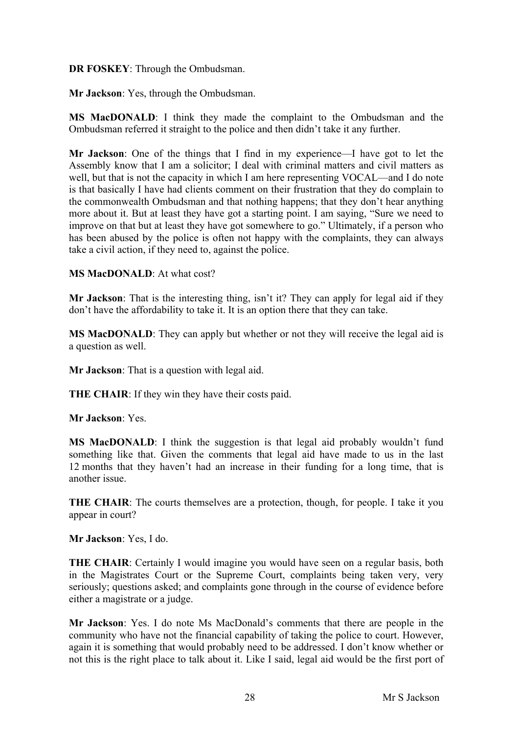**DR FOSKEY**: Through the Ombudsman.

**Mr Jackson**: Yes, through the Ombudsman.

**MS MacDONALD**: I think they made the complaint to the Ombudsman and the Ombudsman referred it straight to the police and then didn't take it any further.

**Mr Jackson**: One of the things that I find in my experience—I have got to let the Assembly know that I am a solicitor; I deal with criminal matters and civil matters as well, but that is not the capacity in which I am here representing VOCAL—and I do note is that basically I have had clients comment on their frustration that they do complain to the commonwealth Ombudsman and that nothing happens; that they don't hear anything more about it. But at least they have got a starting point. I am saying, "Sure we need to improve on that but at least they have got somewhere to go." Ultimately, if a person who has been abused by the police is often not happy with the complaints, they can always take a civil action, if they need to, against the police.

**MS MacDONALD**: At what cost?

**Mr Jackson**: That is the interesting thing, isn't it? They can apply for legal aid if they don't have the affordability to take it. It is an option there that they can take.

**MS MacDONALD**: They can apply but whether or not they will receive the legal aid is a question as well.

**Mr Jackson**: That is a question with legal aid.

**THE CHAIR**: If they win they have their costs paid.

**Mr Jackson**: Yes.

**MS MacDONALD**: I think the suggestion is that legal aid probably wouldn't fund something like that. Given the comments that legal aid have made to us in the last 12 months that they haven't had an increase in their funding for a long time, that is another issue.

**THE CHAIR**: The courts themselves are a protection, though, for people. I take it you appear in court?

**Mr Jackson**: Yes, I do.

**THE CHAIR**: Certainly I would imagine you would have seen on a regular basis, both in the Magistrates Court or the Supreme Court, complaints being taken very, very seriously; questions asked; and complaints gone through in the course of evidence before either a magistrate or a judge.

**Mr Jackson**: Yes. I do note Ms MacDonald's comments that there are people in the community who have not the financial capability of taking the police to court. However, again it is something that would probably need to be addressed. I don't know whether or not this is the right place to talk about it. Like I said, legal aid would be the first port of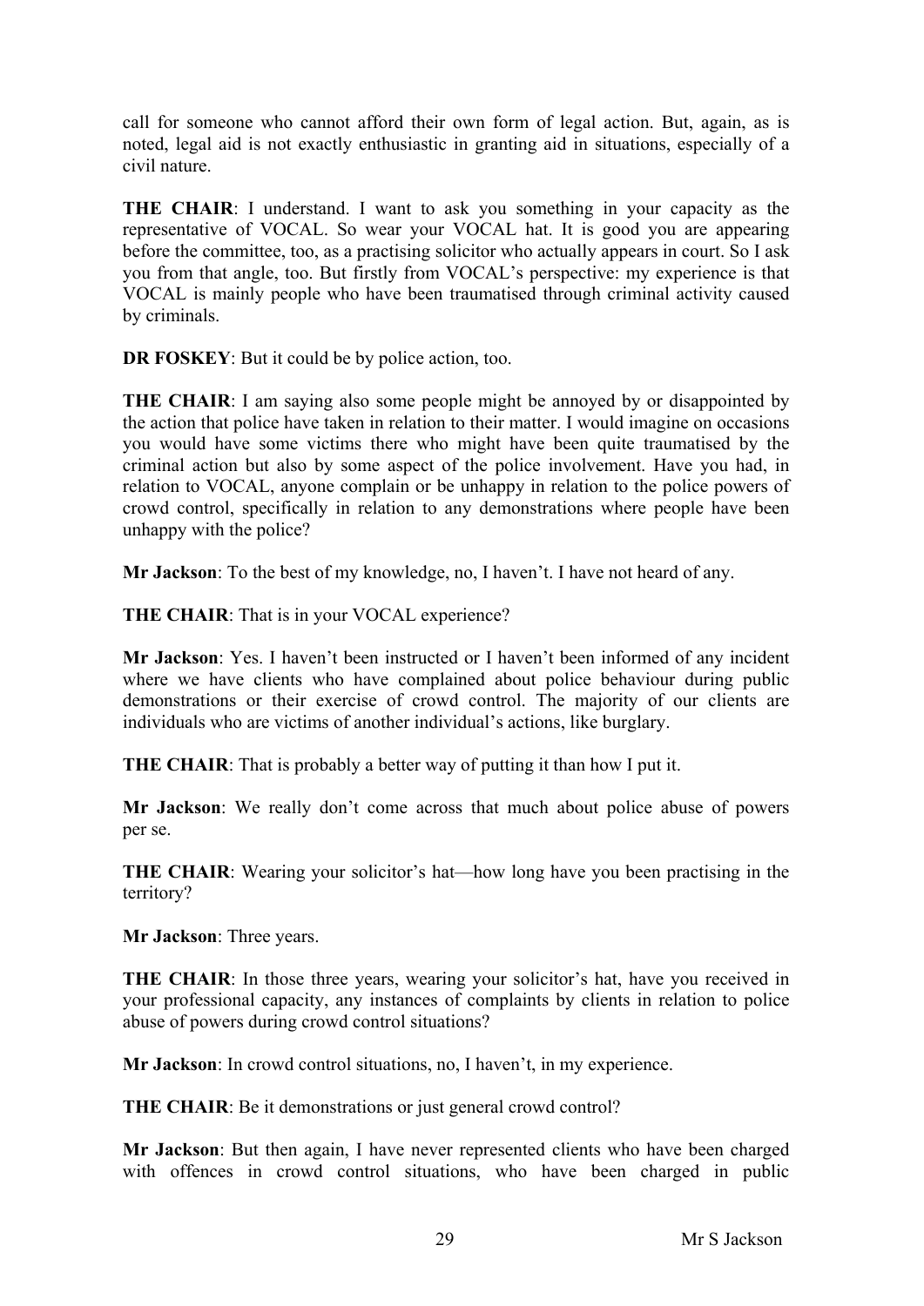call for someone who cannot afford their own form of legal action. But, again, as is noted, legal aid is not exactly enthusiastic in granting aid in situations, especially of a civil nature.

**THE CHAIR**: I understand. I want to ask you something in your capacity as the representative of VOCAL. So wear your VOCAL hat. It is good you are appearing before the committee, too, as a practising solicitor who actually appears in court. So I ask you from that angle, too. But firstly from VOCAL's perspective: my experience is that VOCAL is mainly people who have been traumatised through criminal activity caused by criminals.

**DR FOSKEY**: But it could be by police action, too.

**THE CHAIR**: I am saying also some people might be annoyed by or disappointed by the action that police have taken in relation to their matter. I would imagine on occasions you would have some victims there who might have been quite traumatised by the criminal action but also by some aspect of the police involvement. Have you had, in relation to VOCAL, anyone complain or be unhappy in relation to the police powers of crowd control, specifically in relation to any demonstrations where people have been unhappy with the police?

**Mr Jackson**: To the best of my knowledge, no, I haven't. I have not heard of any.

**THE CHAIR**: That is in your VOCAL experience?

**Mr Jackson**: Yes. I haven't been instructed or I haven't been informed of any incident where we have clients who have complained about police behaviour during public demonstrations or their exercise of crowd control. The majority of our clients are individuals who are victims of another individual's actions, like burglary.

**THE CHAIR**: That is probably a better way of putting it than how I put it.

**Mr Jackson**: We really don't come across that much about police abuse of powers per se.

**THE CHAIR**: Wearing your solicitor's hat—how long have you been practising in the territory?

**Mr Jackson**: Three years.

**THE CHAIR**: In those three years, wearing your solicitor's hat, have you received in your professional capacity, any instances of complaints by clients in relation to police abuse of powers during crowd control situations?

**Mr Jackson**: In crowd control situations, no, I haven't, in my experience.

**THE CHAIR**: Be it demonstrations or just general crowd control?

**Mr Jackson**: But then again, I have never represented clients who have been charged with offences in crowd control situations, who have been charged in public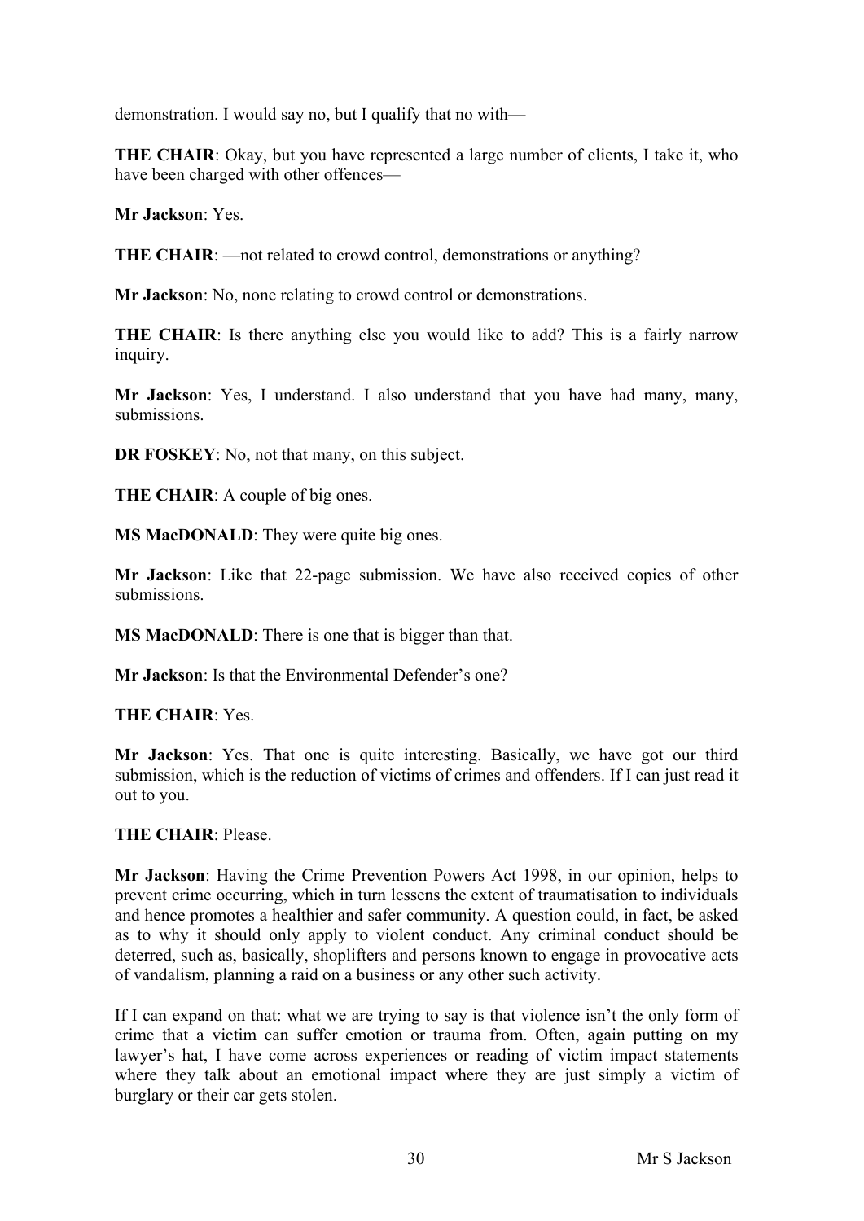demonstration. I would say no, but I qualify that no with—

**THE CHAIR**: Okay, but you have represented a large number of clients, I take it, who have been charged with other offences—

**Mr Jackson**: Yes.

**THE CHAIR**: —not related to crowd control, demonstrations or anything?

**Mr Jackson**: No, none relating to crowd control or demonstrations.

**THE CHAIR**: Is there anything else you would like to add? This is a fairly narrow inquiry.

**Mr Jackson**: Yes, I understand. I also understand that you have had many, many, submissions.

**DR FOSKEY**: No, not that many, on this subject.

**THE CHAIR**: A couple of big ones.

**MS MacDONALD**: They were quite big ones.

**Mr Jackson**: Like that 22-page submission. We have also received copies of other submissions.

**MS MacDONALD**: There is one that is bigger than that.

**Mr Jackson**: Is that the Environmental Defender's one?

**THE CHAIR**: Yes.

**Mr Jackson**: Yes. That one is quite interesting. Basically, we have got our third submission, which is the reduction of victims of crimes and offenders. If I can just read it out to you.

**THE CHAIR**: Please.

**Mr Jackson**: Having the Crime Prevention Powers Act 1998, in our opinion, helps to prevent crime occurring, which in turn lessens the extent of traumatisation to individuals and hence promotes a healthier and safer community. A question could, in fact, be asked as to why it should only apply to violent conduct. Any criminal conduct should be deterred, such as, basically, shoplifters and persons known to engage in provocative acts of vandalism, planning a raid on a business or any other such activity.

If I can expand on that: what we are trying to say is that violence isn't the only form of crime that a victim can suffer emotion or trauma from. Often, again putting on my lawyer's hat, I have come across experiences or reading of victim impact statements where they talk about an emotional impact where they are just simply a victim of burglary or their car gets stolen.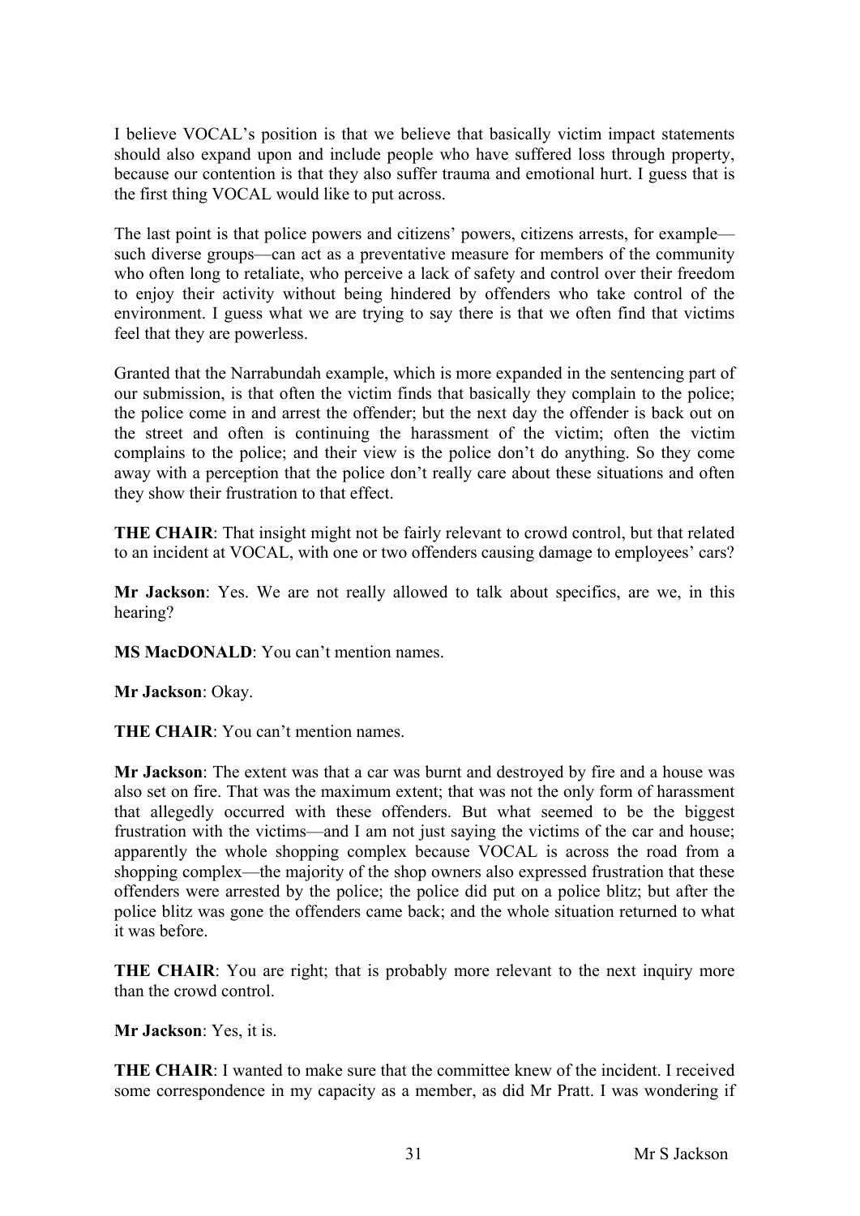I believe VOCAL's position is that we believe that basically victim impact statements should also expand upon and include people who have suffered loss through property, because our contention is that they also suffer trauma and emotional hurt. I guess that is the first thing VOCAL would like to put across.

The last point is that police powers and citizens' powers, citizens arrests, for example—such diverse groups—can act as a preventative measure for members of the community who often long to retaliate, who perceive a lack of safety and control over their freedom to enjoy their activity without being hindered by offenders who take control of the environment. I guess what we are trying to say there is that we often find that victims feel that they are powerless.

Granted that the Narrabundah example, which is more expanded in the sentencing part of our submission, is that often the victim finds that basically they complain to the police; the police come in and arrest the offender; but the next day the offender is back out on the street and often is continuing the harassment of the victim; often the victim complains to the police; and their view is the police don't do anything. So they come away with a perception that the police don't really care about these situations and often they show their frustration to that effect.

**THE CHAIR**: That insight might not be fairly relevant to crowd control, but that related to an incident at VOCAL, with one or two offenders causing damage to employees' cars?

**Mr Jackson**: Yes. We are not really allowed to talk about specifics, are we, in this hearing?

**MS MacDONALD**: You can't mention names.

**Mr Jackson**: Okay.

**THE CHAIR**: You can't mention names.

**Mr Jackson**: The extent was that a car was burnt and destroyed by fire and a house was also set on fire. That was the maximum extent; that was not the only form of harassment that allegedly occurred with these offenders. But what seemed to be the biggest frustration with the victims—and I am not just saying the victims of the car and house; apparently the whole shopping complex because VOCAL is across the road from a shopping complex—the majority of the shop owners also expressed frustration that these offenders were arrested by the police; the police did put on a police blitz; but after the police blitz was gone the offenders came back; and the whole situation returned to what it was before.

**THE CHAIR**: You are right; that is probably more relevant to the next inquiry more than the crowd control.

**Mr Jackson**: Yes, it is.

**THE CHAIR**: I wanted to make sure that the committee knew of the incident. I received some correspondence in my capacity as a member, as did Mr Pratt. I was wondering if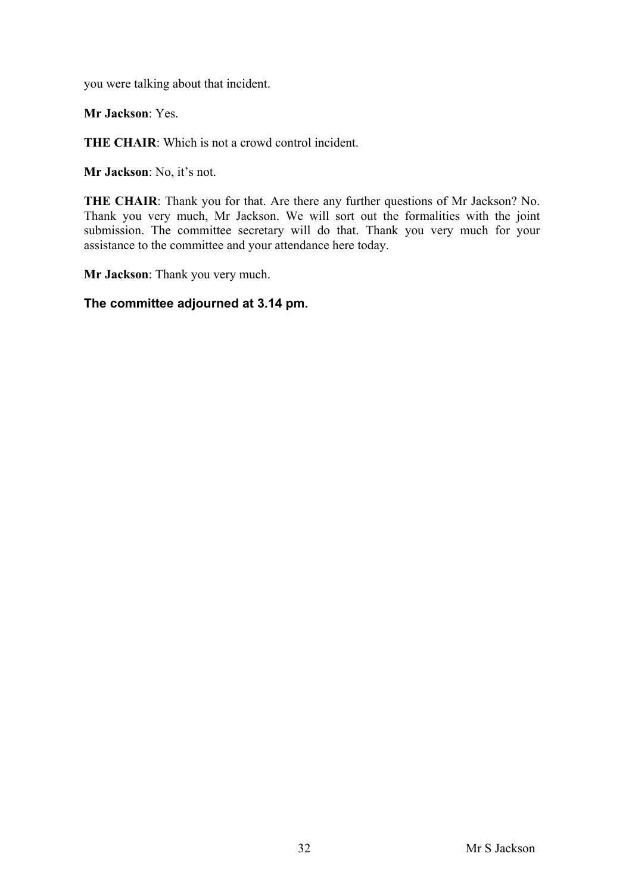you were talking about that incident.

**Mr Jackson**: Yes.

**THE CHAIR**: Which is not a crowd control incident.

**Mr Jackson**: No, it's not.

**THE CHAIR**: Thank you for that. Are there any further questions of Mr Jackson? No. Thank you very much, Mr Jackson. We will sort out the formalities with the joint submission. The committee secretary will do that. Thank you very much for your assistance to the committee and your attendance here today.

**Mr Jackson**: Thank you very much.

**The committee adjourned at 3.14 pm.**